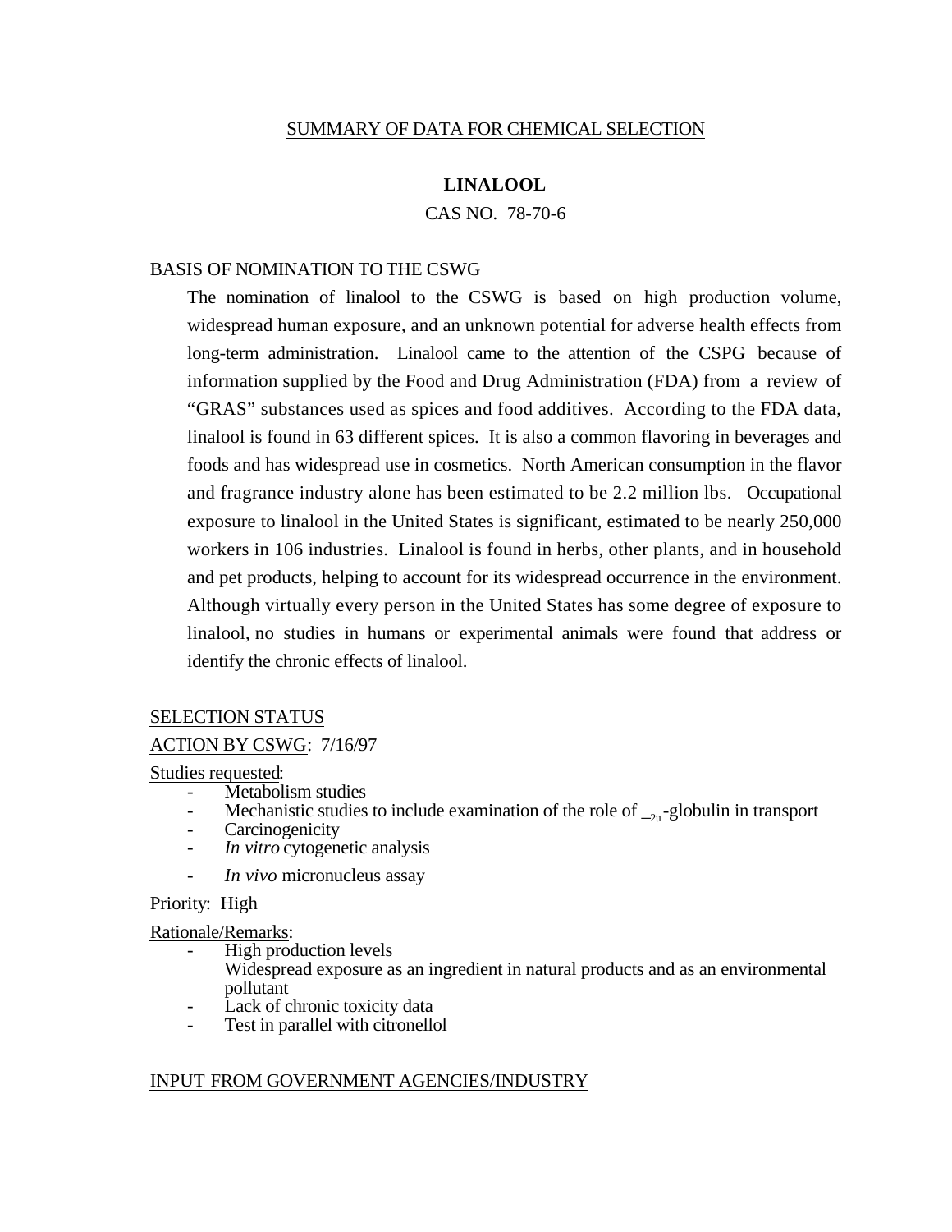SUMMARY OF DATA FOR CHEMICAL SELECTION

# LINALOOL

CAS NO. 78-70-6

## BASIS OF NOMINATION TO THE CSWG

The nomination of linalool to the CSWG is based on high production volume, widespread human exposure, and an unknown potential for adverse health effects from long-term administration. Linalool came to the attention of the CSPG because of information supplied by the Food and Drug Administration (FDA) from a review of "GRAS" substances used as spices and food additives. According to the FDA data, linalool is found in 63 different spices. It is also a common flavoring in beverages and foods and has widespread use in cosmetics. North American consumption in the flavor and fragrance industry alone has been estimated to be 2.2 million lbs. Occupational exposure to linalool in the United States is significant, estimated to be nearly 250,000 workers in 106 industries. Linalool is found in herbs, other plants, and in household and pet products, helping to account for its widespread occurrence in the environment. Although virtually every person in the United States has some degree of exposure to linalool, no studies in humans or experimental animals were found that address or identify the chronic effects of linalool.

## SELECTION STATUS

ACTION BY CSWG: 7/16/97

Studies requested:

- Metabolism studies
- Mechanistic studies to include examination of the role of $\_{2u}$-globulin in transport
- Carcinogenicity
- *In vitro* cytogenetic analysis
- *In vivo* micronucleus assay

Priority: High

Rationale/Remarks:

- High production levels
  Widespread exposure as an ingredient in natural products and as an environmental pollutant
- Lack of chronic toxicity data
- Test in parallel with citronellol

## INPUT FROM GOVERNMENT AGENCIES/INDUSTRY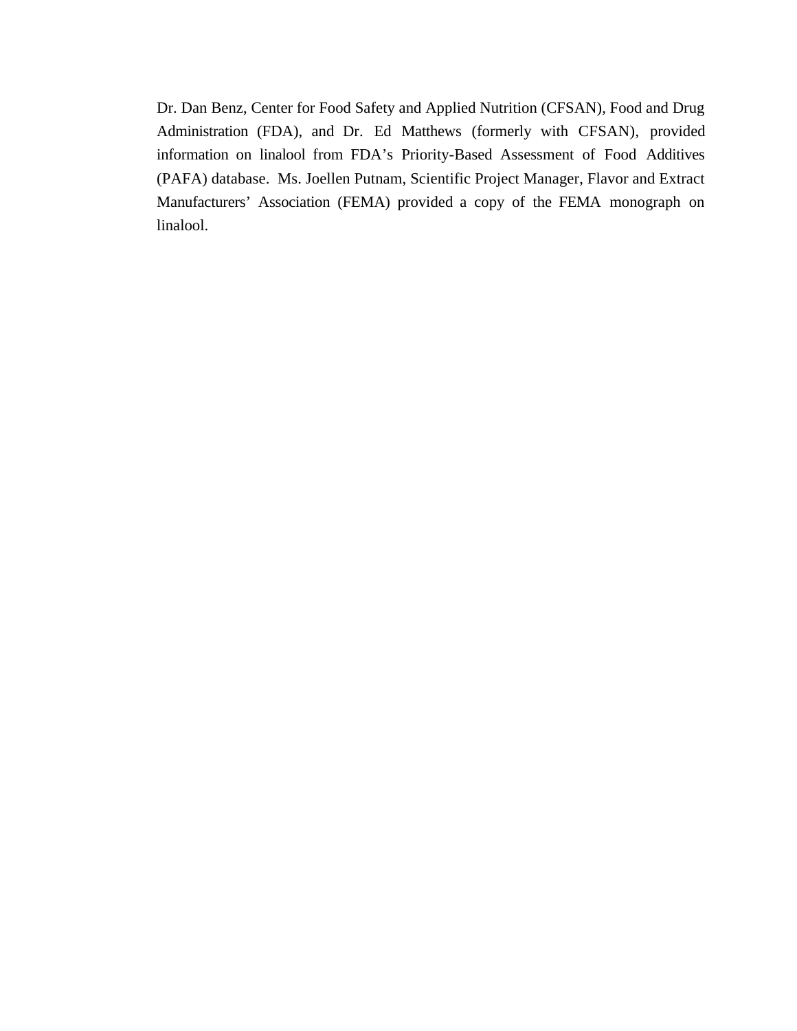Dr. Dan Benz, Center for Food Safety and Applied Nutrition (CFSAN), Food and Drug Administration (FDA), and Dr. Ed Matthews (formerly with CFSAN), provided information on linalool from FDA's Priority-Based Assessment of Food Additives (PAFA) database. Ms. Joellen Putnam, Scientific Project Manager, Flavor and Extract Manufacturers' Association (FEMA) provided a copy of the FEMA monograph on linalool.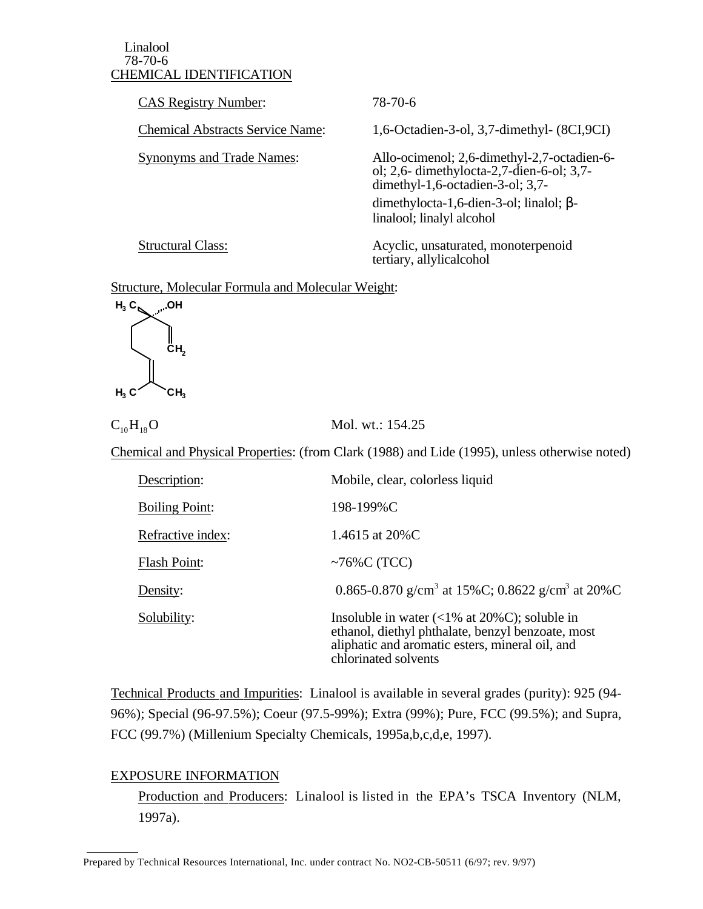Linalool
78-70-6

## CHEMICAL IDENTIFICATION

| | |
|---|---|
| CAS Registry Number: | 78-70-6 |
| Chemical Abstracts Service Name: | 1,6-Octadien-3-ol, 3,7-dimethyl- (8CI,9CI) |
| Synonyms and Trade Names: | Allo-ocimenol; 2,6-dimethyl-2,7-octadien-6-ol; 2,6- dimethylocta-2,7-dien-6-ol; 3,7-dimethyl-1,6-octadien-3-ol; 3,7-dimethylocta-1,6-dien-3-ol; linalol; β-linalool; linalyl alcohol |
| Structural Class: | Acyclic, unsaturated, monoterpenoid tertiary, allylicalcohol |

Structure, Molecular Formula and Molecular Weight:

$C_{10}H_{18}O$ Mol. wt.: 154.25

Chemical and Physical Properties: (from Clark (1988) and Lide (1995), unless otherwise noted)

| | |
|---|---|
| Description: | Mobile, clear, colorless liquid |
| Boiling Point: | 198-199%C |
| Refractive index: | 1.4615 at 20%C |
| Flash Point: | ~76%C (TCC) |
| Density: | 0.865-0.870 g/cm$^3$ at 15%C; 0.8622 g/cm$^3$ at 20%C |
| Solubility: | Insoluble in water (<1% at 20%C); soluble in ethanol, diethyl phthalate, benzyl benzoate, most aliphatic and aromatic esters, mineral oil, and chlorinated solvents |

Technical Products and Impurities: Linalool is available in several grades (purity): 925 (94-96%); Special (96-97.5%); Coeur (97.5-99%); Extra (99%); Pure, FCC (99.5%); and Supra, FCC (99.7%) (Millenium Specialty Chemicals, 1995a,b,c,d,e, 1997).

## EXPOSURE INFORMATION

Production and Producers: Linalool is listed in the EPA's TSCA Inventory (NLM, 1997a).

Prepared by Technical Resources International, Inc. under contract No. NO2-CB-50511 (6/97; rev. 9/97)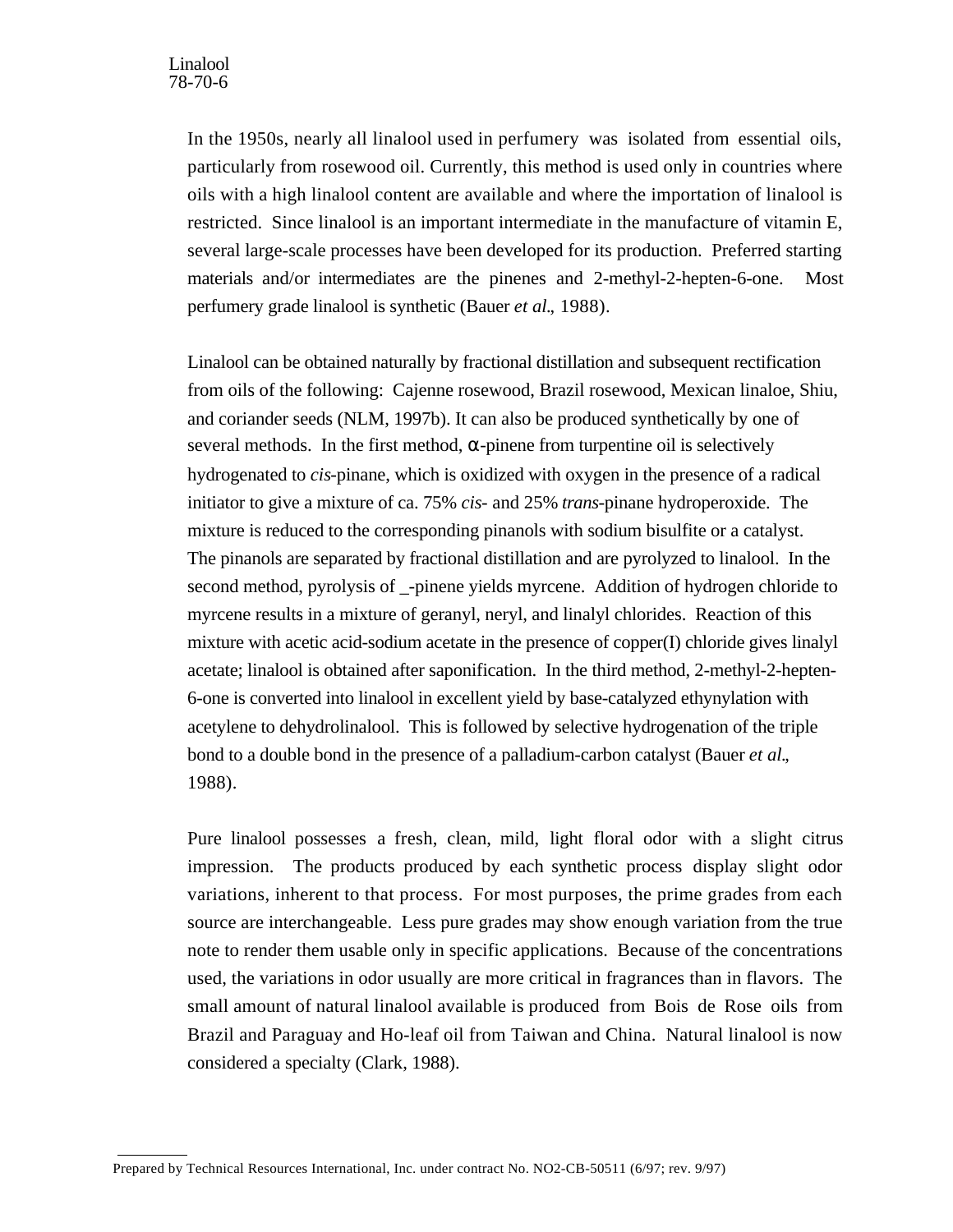In the 1950s, nearly all linalool used in perfumery was isolated from essential oils, particularly from rosewood oil. Currently, this method is used only in countries where oils with a high linalool content are available and where the importation of linalool is restricted. Since linalool is an important intermediate in the manufacture of vitamin E, several large-scale processes have been developed for its production. Preferred starting materials and/or intermediates are the pinenes and 2-methyl-2-hepten-6-one. Most perfumery grade linalool is synthetic (Bauer *et al*., 1988).

Linalool can be obtained naturally by fractional distillation and subsequent rectification from oils of the following: Cajenne rosewood, Brazil rosewood, Mexican linaloe, Shiu, and coriander seeds (NLM, 1997b). It can also be produced synthetically by one of several methods. In the first method, α-pinene from turpentine oil is selectively hydrogenated to *cis*-pinane, which is oxidized with oxygen in the presence of a radical initiator to give a mixture of ca. 75% *cis*- and 25% *trans*-pinane hydroperoxide. The mixture is reduced to the corresponding pinanols with sodium bisulfite or a catalyst. The pinanols are separated by fractional distillation and are pyrolyzed to linalool. In the second method, pyrolysis of _-pinene yields myrcene. Addition of hydrogen chloride to myrcene results in a mixture of geranyl, neryl, and linalyl chlorides. Reaction of this mixture with acetic acid-sodium acetate in the presence of copper(I) chloride gives linalyl acetate; linalool is obtained after saponification. In the third method, 2-methyl-2-hepten-6-one is converted into linalool in excellent yield by base-catalyzed ethynylation with acetylene to dehydrolinalool. This is followed by selective hydrogenation of the triple bond to a double bond in the presence of a palladium-carbon catalyst (Bauer *et al*., 1988).

Pure linalool possesses a fresh, clean, mild, light floral odor with a slight citrus impression. The products produced by each synthetic process display slight odor variations, inherent to that process. For most purposes, the prime grades from each source are interchangeable. Less pure grades may show enough variation from the true note to render them usable only in specific applications. Because of the concentrations used, the variations in odor usually are more critical in fragrances than in flavors. The small amount of natural linalool available is produced from Bois de Rose oils from Brazil and Paraguay and Ho-leaf oil from Taiwan and China. Natural linalool is now considered a specialty (Clark, 1988).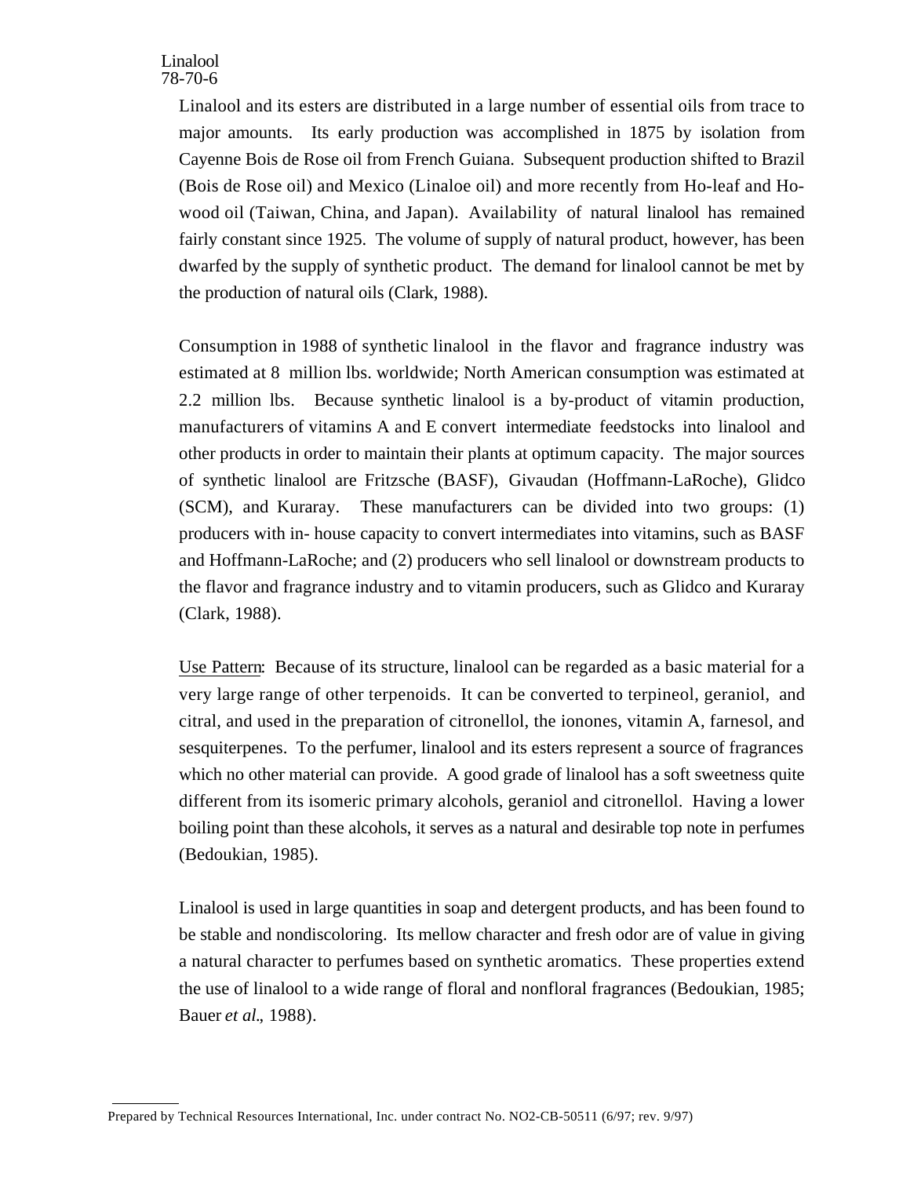Linaloool and its esters are distributed in a large number of essential oils from trace to major amounts. Its early production was accomplished in 1875 by isolation from Cayenne Bois de Rose oil from French Guiana. Subsequent production shifted to Brazil (Bois de Rose oil) and Mexico (Linaloe oil) and more recently from Ho-leaf and Ho-wood oil (Taiwan, China, and Japan). Availability of natural linalool has remained fairly constant since 1925. The volume of supply of natural product, however, has been dwarfed by the supply of synthetic product. The demand for linalool cannot be met by the production of natural oils (Clark, 1988).

Consumption in 1988 of synthetic linalool in the flavor and fragrance industry was estimated at 8 million lbs. worldwide; North American consumption was estimated at 2.2 million lbs. Because synthetic linalool is a by-product of vitamin production, manufacturers of vitamins A and E convert intermediate feedstocks into linalool and other products in order to maintain their plants at optimum capacity. The major sources of synthetic linalool are Fritzsche (BASF), Givaudan (Hoffmann-LaRoche), Glidco (SCM), and Kuraray. These manufacturers can be divided into two groups: (1) producers with in- house capacity to convert intermediates into vitamins, such as BASF and Hoffmann-LaRoche; and (2) producers who sell linalool or downstream products to the flavor and fragrance industry and to vitamin producers, such as Glidco and Kuraray (Clark, 1988).

Use Pattern: Because of its structure, linalool can be regarded as a basic material for a very large range of other terpenoids. It can be converted to terpineol, geraniol, and citral, and used in the preparation of citronellol, the ionones, vitamin A, farnesol, and sesquiterpenes. To the perfumer, linalool and its esters represent a source of fragrances which no other material can provide. A good grade of linalool has a soft sweetness quite different from its isomeric primary alcohols, geraniol and citronellol. Having a lower boiling point than these alcohols, it serves as a natural and desirable top note in perfumes (Bedoukian, 1985).

Linalool is used in large quantities in soap and detergent products, and has been found to be stable and nondiscoloring. Its mellow character and fresh odor are of value in giving a natural character to perfumes based on synthetic aromatics. These properties extend the use of linalool to a wide range of floral and nonfloral fragrances (Bedoukian, 1985; Bauer *et al.*, 1988).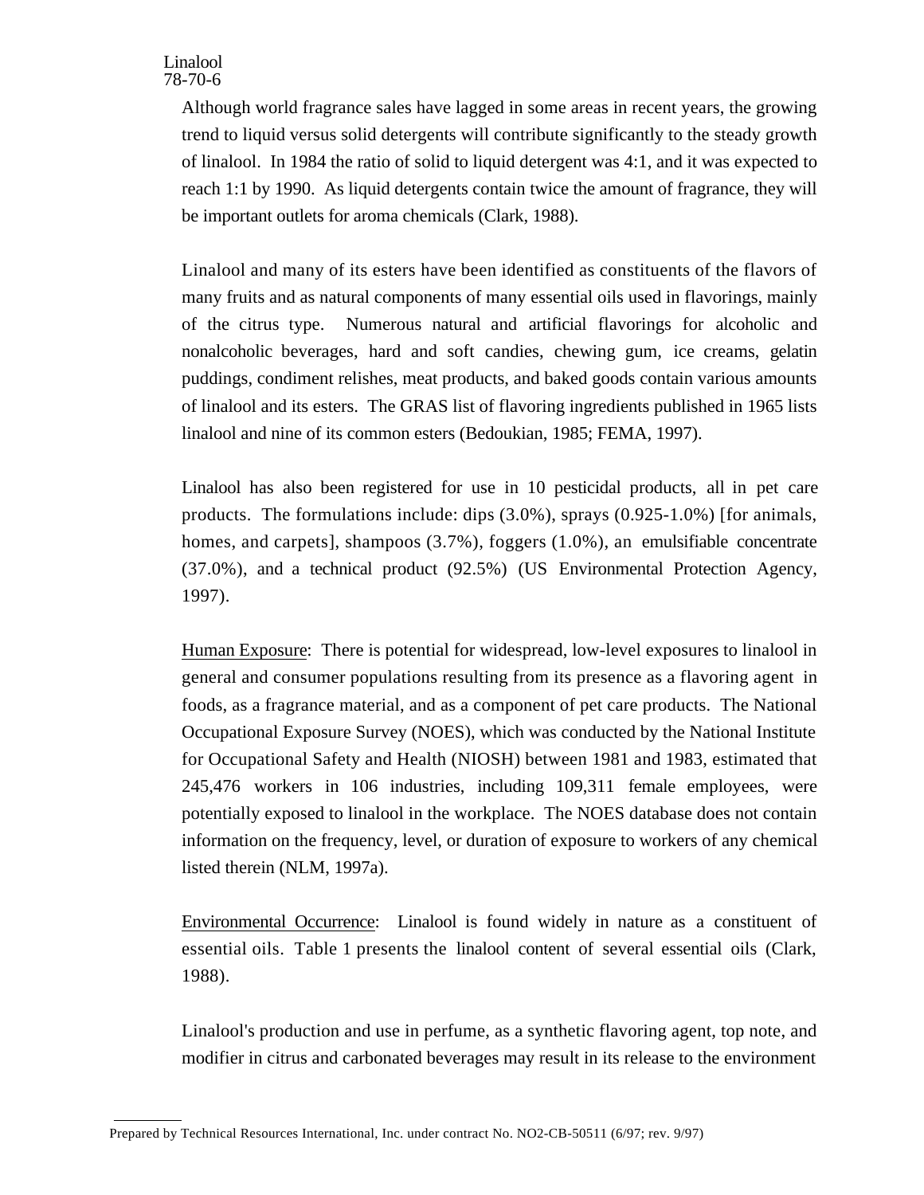Although world fragrance sales have lagged in some areas in recent years, the growing trend to liquid versus solid detergents will contribute significantly to the steady growth of linalool. In 1984 the ratio of solid to liquid detergent was 4:1, and it was expected to reach 1:1 by 1990. As liquid detergents contain twice the amount of fragrance, they will be important outlets for aroma chemicals (Clark, 1988).

Linalool and many of its esters have been identified as constituents of the flavors of many fruits and as natural components of many essential oils used in flavorings, mainly of the citrus type. Numerous natural and artificial flavorings for alcoholic and nonalcoholic beverages, hard and soft candies, chewing gum, ice creams, gelatin puddings, condiment relishes, meat products, and baked goods contain various amounts of linalool and its esters. The GRAS list of flavoring ingredients published in 1965 lists linalool and nine of its common esters (Bedoukian, 1985; FEMA, 1997).

Linalool has also been registered for use in 10 pesticidal products, all in pet care products. The formulations include: dips (3.0%), sprays (0.925-1.0%) [for animals, homes, and carpets], shampoos (3.7%), foggers (1.0%), an emulsifiable concentrate (37.0%), and a technical product (92.5%) (US Environmental Protection Agency, 1997).

Human Exposure: There is potential for widespread, low-level exposures to linalool in general and consumer populations resulting from its presence as a flavoring agent in foods, as a fragrance material, and as a component of pet care products. The National Occupational Exposure Survey (NOES), which was conducted by the National Institute for Occupational Safety and Health (NIOSH) between 1981 and 1983, estimated that 245,476 workers in 106 industries, including 109,311 female employees, were potentially exposed to linalool in the workplace. The NOES database does not contain information on the frequency, level, or duration of exposure to workers of any chemical listed therein (NLM, 1997a).

Environmental Occurrence: Linalool is found widely in nature as a constituent of essential oils. Table 1 presents the linalool content of several essential oils (Clark, 1988).

Linalool's production and use in perfume, as a synthetic flavoring agent, top note, and modifier in citrus and carbonated beverages may result in its release to the environment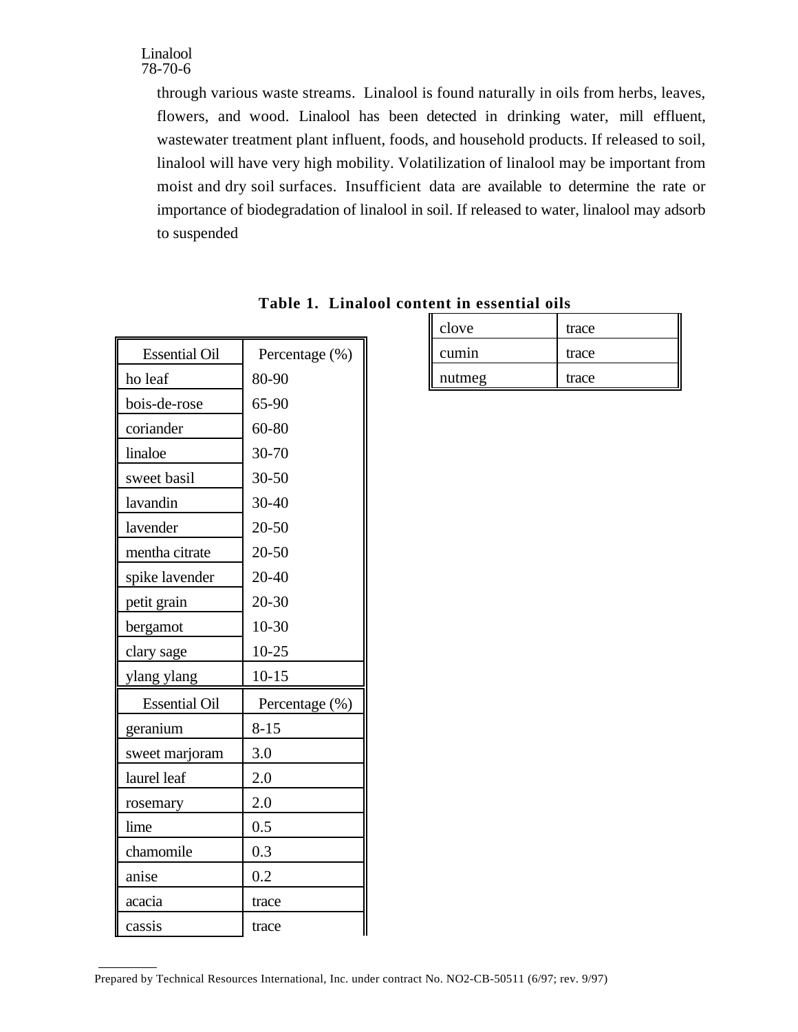through various waste streams. Linalool is found naturally in oils from herbs, leaves, flowers, and wood. Linalool has been detected in drinking water, mill effluent, wastewater treatment plant influent, foods, and household products. If released to soil, linalool will have very high mobility. Volatilization of linalool may be important from moist and dry soil surfaces. Insufficient data are available to determine the rate or importance of biodegradation of linalool in soil. If released to water, linalool may adsorb to suspended

**Table 1. Linalool content in essential oils**

| Essential Oil | Percentage (%) |
|---|---|
| ho leaf | 80-90 |
| bois-de-rose | 65-90 |
| coriander | 60-80 |
| linaloe | 30-70 |
| sweet basil | 30-50 |
| lavandin | 30-40 |
| lavender | 20-50 |
| mentha citrate | 20-50 |
| spike lavender | 20-40 |
| petit grain | 20-30 |
| bergamot | 10-30 |
| clary sage | 10-25 |
| ylang ylang | 10-15 |
| geranium | 8-15 |
| sweet marjoram | 3.0 |
| laurel leaf | 2.0 |
| rosemary | 2.0 |
| lime | 0.5 |
| chamomile | 0.3 |
| anise | 0.2 |
| acacia | trace |
| cassis | trace |
| clove | trace |
| cumin | trace |
| nutmeg | trace |

Prepared by Technical Resources International, Inc. under contract No. NO2-CB-50511 (6/97; rev. 9/97)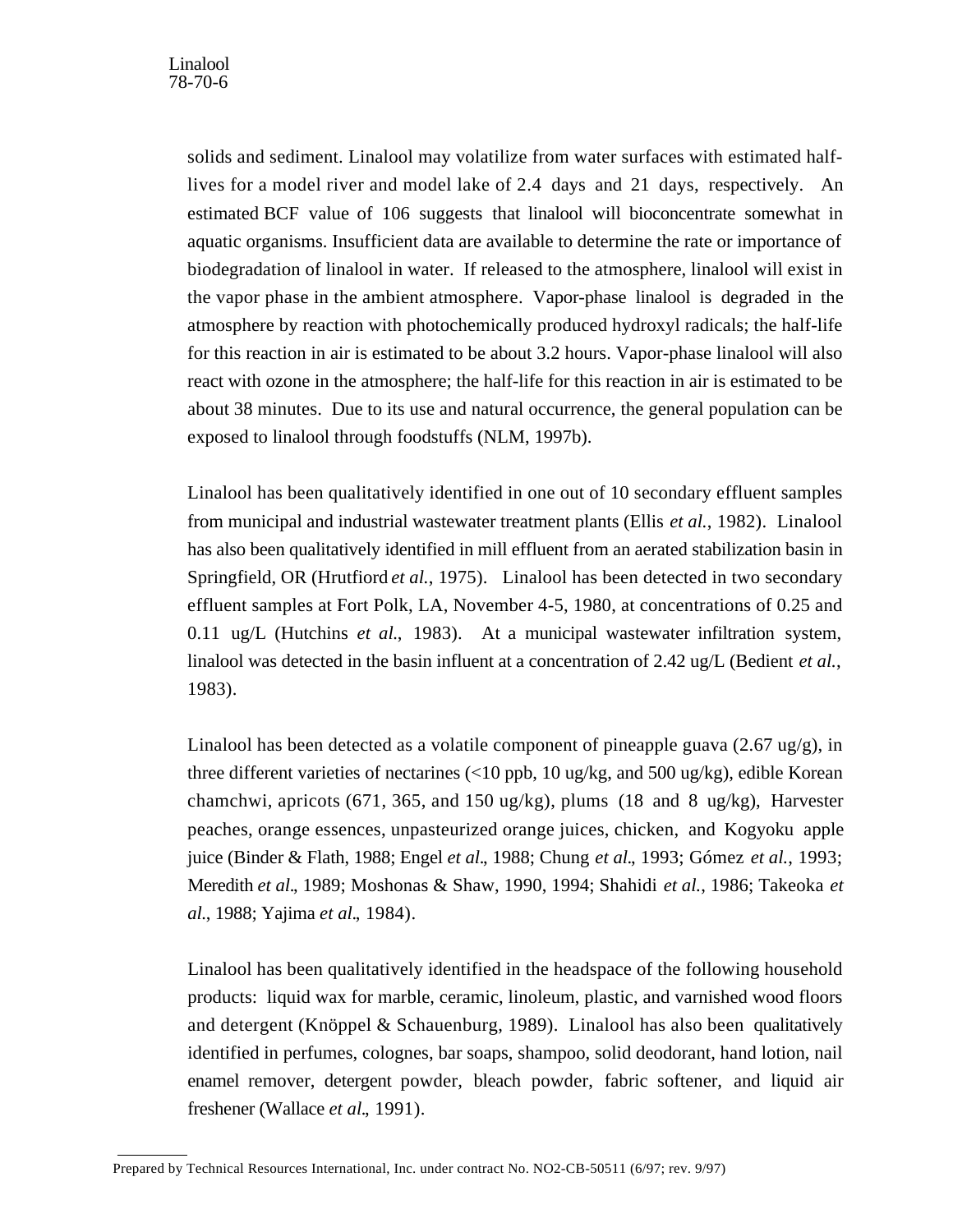solids and sediment. Linalool may volatilize from water surfaces with estimated half-lives for a model river and model lake of 2.4 days and 21 days, respectively. An estimated BCF value of 106 suggests that linalool will bioconcentrate somewhat in aquatic organisms. Insufficient data are available to determine the rate or importance of biodegradation of linalool in water. If released to the atmosphere, linalool will exist in the vapor phase in the ambient atmosphere. Vapor-phase linalool is degraded in the atmosphere by reaction with photochemically produced hydroxyl radicals; the half-life for this reaction in air is estimated to be about 3.2 hours. Vapor-phase linalool will also react with ozone in the atmosphere; the half-life for this reaction in air is estimated to be about 38 minutes. Due to its use and natural occurrence, the general population can be exposed to linalool through foodstuffs (NLM, 1997b).

Linalool has been qualitatively identified in one out of 10 secondary effluent samples from municipal and industrial wastewater treatment plants (Ellis *et al.*, 1982). Linalool has also been qualitatively identified in mill effluent from an aerated stabilization basin in Springfield, OR (Hrutfiord *et al.*, 1975). Linalool has been detected in two secondary effluent samples at Fort Polk, LA, November 4-5, 1980, at concentrations of 0.25 and 0.11 ug/L (Hutchins *et al.*, 1983). At a municipal wastewater infiltration system, linalool was detected in the basin influent at a concentration of 2.42 ug/L (Bedient *et al.*, 1983).

Linalool has been detected as a volatile component of pineapple guava (2.67 ug/g), in three different varieties of nectarines (<10 ppb, 10 ug/kg, and 500 ug/kg), edible Korean chamchwi, apricots (671, 365, and 150 ug/kg), plums (18 and 8 ug/kg), Harvester peaches, orange essences, unpasteurized orange juices, chicken, and Kogyoku apple juice (Binder & Flath, 1988; Engel *et al.*, 1988; Chung *et al.*, 1993; Gómez *et al.*, 1993; Meredith *et al.*, 1989; Moshonas & Shaw, 1990, 1994; Shahidi *et al.*, 1986; Takeoka *et al.*, 1988; Yajima *et al.*, 1984).

Linalool has been qualitatively identified in the headspace of the following household products: liquid wax for marble, ceramic, linoleum, plastic, and varnished wood floors and detergent (Knöppel & Schauenburg, 1989). Linalool has also been qualitatively identified in perfumes, colognes, bar soaps, shampoo, solid deodorant, hand lotion, nail enamel remover, detergent powder, bleach powder, fabric softener, and liquid air freshener (Wallace *et al.*, 1991).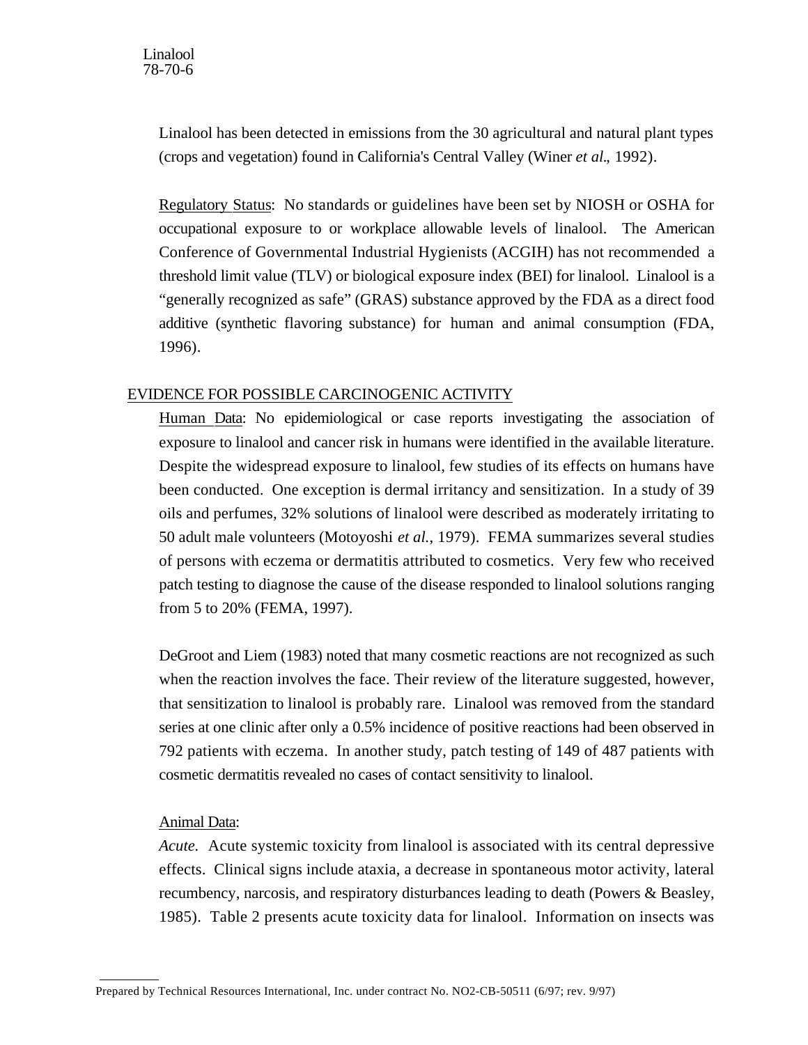Linalool has been detected in emissions from the 30 agricultural and natural plant types (crops and vegetation) found in California's Central Valley (Winer *et al*., 1992).

Regulatory Status: No standards or guidelines have been set by NIOSH or OSHA for occupational exposure to or workplace allowable levels of linalool. The American Conference of Governmental Industrial Hygienists (ACGIH) has not recommended a threshold limit value (TLV) or biological exposure index (BEI) for linalool. Linalool is a "generally recognized as safe" (GRAS) substance approved by the FDA as a direct food additive (synthetic flavoring substance) for human and animal consumption (FDA, 1996).

## EVIDENCE FOR POSSIBLE CARCINOGENIC ACTIVITY

Human Data: No epidemiological or case reports investigating the association of exposure to linalool and cancer risk in humans were identified in the available literature. Despite the widespread exposure to linalool, few studies of its effects on humans have been conducted. One exception is dermal irritancy and sensitization. In a study of 39 oils and perfumes, 32% solutions of linalool were described as moderately irritating to 50 adult male volunteers (Motoyoshi *et al.*, 1979). FEMA summarizes several studies of persons with eczema or dermatitis attributed to cosmetics. Very few who received patch testing to diagnose the cause of the disease responded to linalool solutions ranging from 5 to 20% (FEMA, 1997).

DeGroot and Liem (1983) noted that many cosmetic reactions are not recognized as such when the reaction involves the face. Their review of the literature suggested, however, that sensitization to linalool is probably rare. Linalool was removed from the standard series at one clinic after only a 0.5% incidence of positive reactions had been observed in 792 patients with eczema. In another study, patch testing of 149 of 487 patients with cosmetic dermatitis revealed no cases of contact sensitivity to linalool.

Animal Data:

*Acute.* Acute systemic toxicity from linalool is associated with its central depressive effects. Clinical signs include ataxia, a decrease in spontaneous motor activity, lateral recumbency, narcosis, and respiratory disturbances leading to death (Powers & Beasley, 1985). Table 2 presents acute toxicity data for linalool. Information on insects was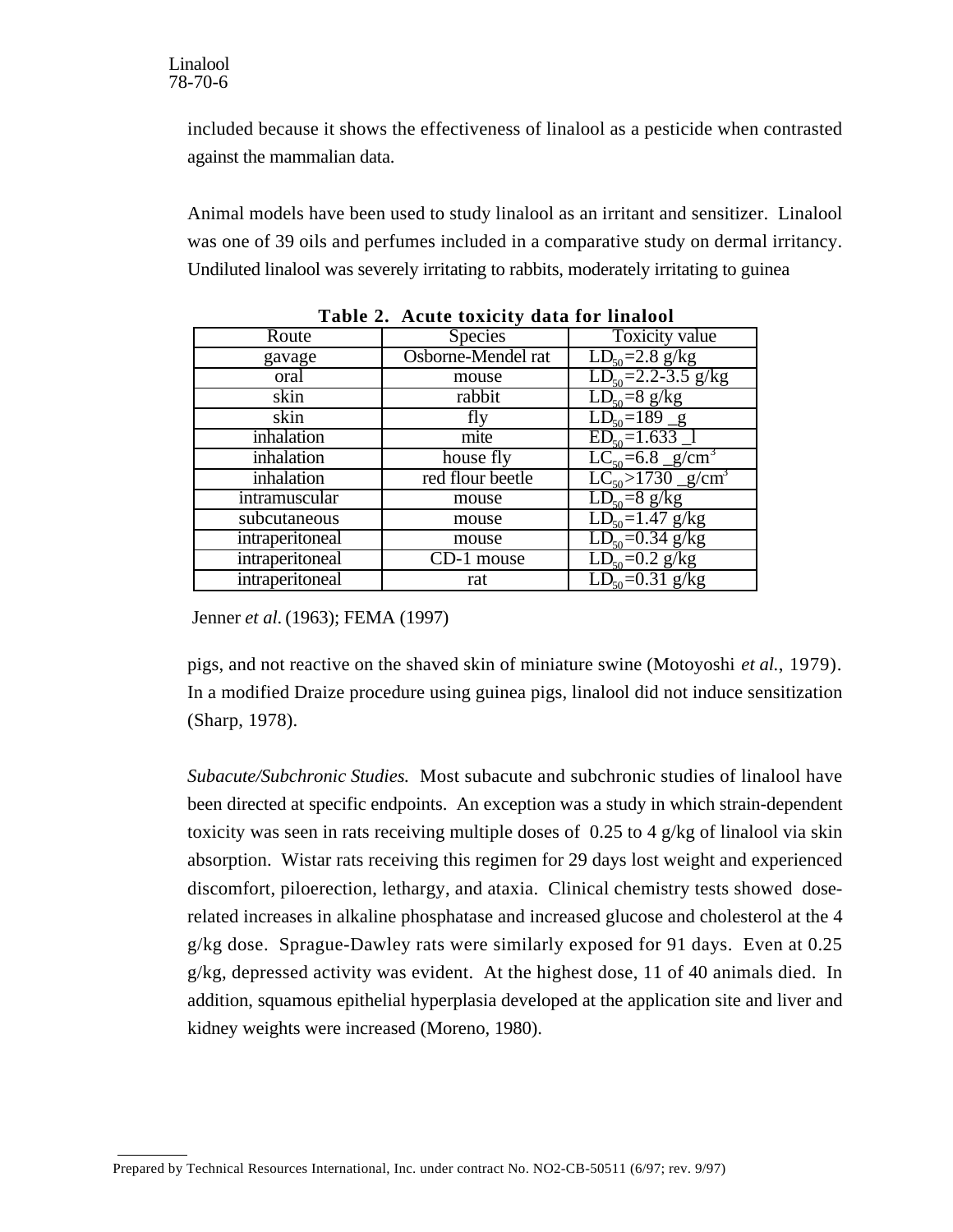included because it shows the effectiveness of linalool as a pesticide when contrasted against the mammalian data.

Animal models have been used to study linalool as an irritant and sensitizer. Linalool was one of 39 oils and perfumes included in a comparative study on dermal irritancy. Undiluted linalool was severely irritating to rabbits, moderately irritating to guinea

**Table 2. Acute toxicity data for linalool**

| Route | Species | Toxicity value |
|---|---|---|
| gavage | Osborne-Mendel rat | $LD_{50}$=2.8 g/kg |
| oral | mouse | $LD_{50}$=2.2-3.5 g/kg |
| skin | rabbit | $LD_{50}$=8 g/kg |
| skin | fly | $LD_{50}$=189 _g |
| inhalation | mite | $ED_{50}$=1.633 _l |
| inhalation | house fly | $LC_{50}$=6.8 _g/cm$^3$ |
| inhalation | red flour beetle | $LC_{50}$>1730 _g/cm$^3$ |
| intramuscular | mouse | $LD_{50}$=8 g/kg |
| subcutaneous | mouse | $LD_{50}$=1.47 g/kg |
| intraperitoneal | mouse | $LD_{50}$=0.34 g/kg |
| intraperitoneal | CD-1 mouse | $LD_{50}$=0.2 g/kg |
| intraperitoneal | rat | $LD_{50}$=0.31 g/kg |

Jenner *et al.* (1963); FEMA (1997)

pigs, and not reactive on the shaved skin of miniature swine (Motoyoshi *et al.*, 1979). In a modified Draize procedure using guinea pigs, linalool did not induce sensitization (Sharp, 1978).

*Subacute/Subchronic Studies.* Most subacute and subchronic studies of linalool have been directed at specific endpoints. An exception was a study in which strain-dependent toxicity was seen in rats receiving multiple doses of 0.25 to 4 g/kg of linalool via skin absorption. Wistar rats receiving this regimen for 29 days lost weight and experienced discomfort, piloerection, lethargy, and ataxia. Clinical chemistry tests showed dose-related increases in alkaline phosphatase and increased glucose and cholesterol at the 4 g/kg dose. Sprague-Dawley rats were similarly exposed for 91 days. Even at 0.25 g/kg, depressed activity was evident. At the highest dose, 11 of 40 animals died. In addition, squamous epithelial hyperplasia developed at the application site and liver and kidney weights were increased (Moreno, 1980).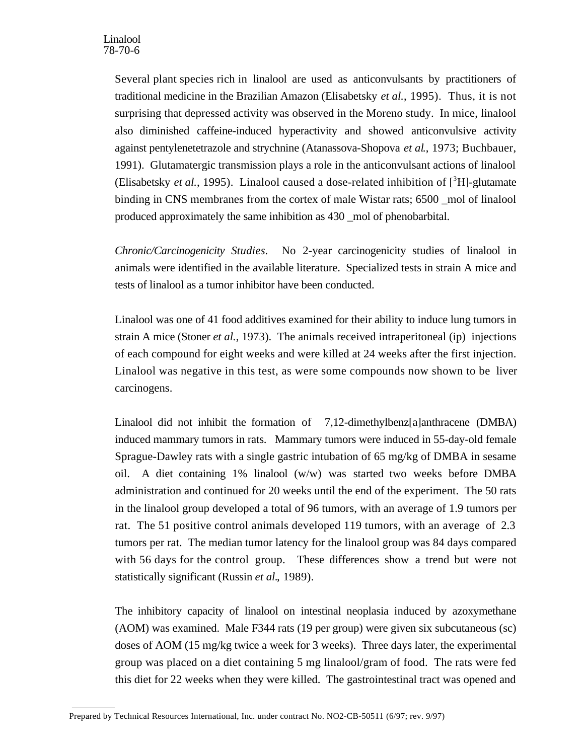Several plant species rich in linalool are used as anticonvulsants by practitioners of traditional medicine in the Brazilian Amazon (Elisabetsky *et al.*, 1995). Thus, it is not surprising that depressed activity was observed in the Moreno study. In mice, linalool also diminished caffeine-induced hyperactivity and showed anticonvulsive activity against pentylenetetrazole and strychnine (Atanassova-Shopova *et al.*, 1973; Buchbauer, 1991). Glutamatergic transmission plays a role in the anticonvulsant actions of linalool (Elisabetsky *et al.*, 1995). Linalool caused a dose-related inhibition of [$^3$H]-glutamate binding in CNS membranes from the cortex of male Wistar rats; 6500 _mol of linalool produced approximately the same inhibition as 430 _mol of phenobarbital.

*Chronic/Carcinogenicity Studies*. No 2-year carcinogenicity studies of linalool in animals were identified in the available literature. Specialized tests in strain A mice and tests of linalool as a tumor inhibitor have been conducted.

Linalool was one of 41 food additives examined for their ability to induce lung tumors in strain A mice (Stoner *et al.*, 1973). The animals received intraperitoneal (ip) injections of each compound for eight weeks and were killed at 24 weeks after the first injection. Linalool was negative in this test, as were some compounds now shown to be liver carcinogens.

Linalool did not inhibit the formation of 7,12-dimethylbenz[a]anthracene (DMBA) induced mammary tumors in rats. Mammary tumors were induced in 55-day-old female Sprague-Dawley rats with a single gastric intubation of 65 mg/kg of DMBA in sesame oil. A diet containing 1% linalool (w/w) was started two weeks before DMBA administration and continued for 20 weeks until the end of the experiment. The 50 rats in the linalool group developed a total of 96 tumors, with an average of 1.9 tumors per rat. The 51 positive control animals developed 119 tumors, with an average of 2.3 tumors per rat. The median tumor latency for the linalool group was 84 days compared with 56 days for the control group. These differences show a trend but were not statistically significant (Russin *et al.*, 1989).

The inhibitory capacity of linalool on intestinal neoplasia induced by azoxymethane (AOM) was examined. Male F344 rats (19 per group) were given six subcutaneous (sc) doses of AOM (15 mg/kg twice a week for 3 weeks). Three days later, the experimental group was placed on a diet containing 5 mg linalool/gram of food. The rats were fed this diet for 22 weeks when they were killed. The gastrointestinal tract was opened and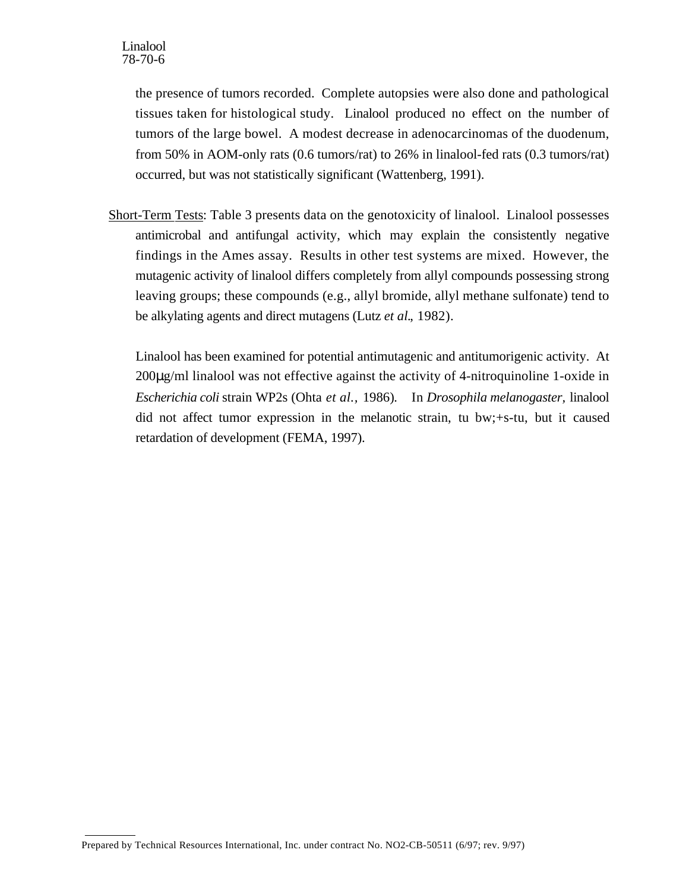the presence of tumors recorded. Complete autopsies were also done and pathological tissues taken for histological study. Linalool produced no effect on the number of tumors of the large bowel. A modest decrease in adenocarcinomas of the duodenum, from 50% in AOM-only rats (0.6 tumors/rat) to 26% in linalool-fed rats (0.3 tumors/rat) occurred, but was not statistically significant (Wattenberg, 1991).

Short-Term Tests: Table 3 presents data on the genotoxicity of linalool. Linalool possesses antimicrobal and antifungal activity, which may explain the consistently negative findings in the Ames assay. Results in other test systems are mixed. However, the mutagenic activity of linalool differs completely from allyl compounds possessing strong leaving groups; these compounds (e.g., allyl bromide, allyl methane sulfonate) tend to be alkylating agents and direct mutagens (Lutz *et al*., 1982).

Linalool has been examined for potential antimutagenic and antitumorigenic activity. At 200μg/ml linalool was not effective against the activity of 4-nitroquinoline 1-oxide in *Escherichia coli* strain WP2s (Ohta *et al.*, 1986). In *Drosophila melanogaster*, linalool did not affect tumor expression in the melanotic strain, tu bw;+s-tu, but it caused retardation of development (FEMA, 1997).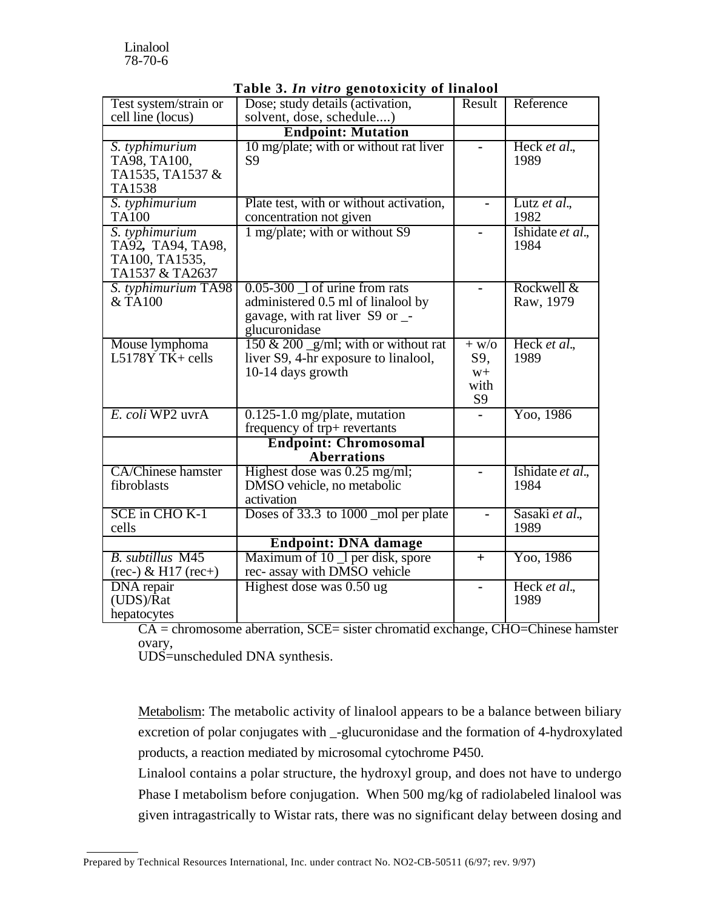Linalool
78-70-6

**Table 3. *In vitro* genotoxicity of linalool**

| Test system/strain or cell line (locus) | Dose; study details (activation, solvent, dose, schedule....) | Result | Reference |
|---|---|---|---|
| | **Endpoint: Mutation** | | |
| *S. typhimurium* TA98, TA100, TA1535, TA1537 & TA1538 | 10 mg/plate; with or without rat liver S9 | - | Heck *et al*., 1989 |
| *S. typhimurium* TA100 | Plate test, with or without activation, concentration not given | - | Lutz *et al*., 1982 |
| *S. typhimurium* TA92*,* TA94, TA98, TA100, TA1535, TA1537 & TA2637 | 1 mg/plate; with or without S9 | - | Ishidate *et al*., 1984 |
| *S. typhimurium* TA98 & TA100 | 0.05-300 _l of urine from rats administered 0.5 ml of linalool by gavage, with rat liver S9 or _-glucuronidase | - | Rockwell & Raw, 1979 |
| Mouse lymphoma L5178Y TK+ cells | 150 & 200 _g/ml; with or without rat liver S9, 4-hr exposure to linalool, 10-14 days growth | + w/o S9, w+ with S9 | Heck *et al*., 1989 |
| *E. coli* WP2 uvrA | 0.125-1.0 mg/plate, mutation frequency of trp+ revertants | - | Yoo, 1986 |
| | **Endpoint: Chromosomal Aberrations** | | |
| CA/Chinese hamster fibroblasts | Highest dose was 0.25 mg/ml; DMSO vehicle, no metabolic activation | - | Ishidate *et al*., 1984 |
| SCE in CHO K-1 cells | Doses of 33.3 to 1000 _mol per plate | - | Sasaki *et al*., 1989 |
| | **Endpoint: DNA damage** | | |
| *B. subtillus* M45 (rec-) & H17 (rec+) | Maximum of 10 _l per disk, spore rec- assay with DMSO vehicle | + | Yoo, 1986 |
| DNA repair (UDS)/Rat hepatocytes | Highest dose was 0.50 ug | - | Heck *et al*., 1989 |

CA = chromosome aberration, SCE= sister chromatid exchange, CHO=Chinese hamster ovary,
UDS=unscheduled DNA synthesis.

Metabolism: The metabolic activity of linalool appears to be a balance between biliary excretion of polar conjugates with _-glucuronidase and the formation of 4-hydroxylated products, a reaction mediated by microsomal cytochrome P450.

Linalool contains a polar structure, the hydroxyl group, and does not have to undergo Phase I metabolism before conjugation. When 500 mg/kg of radiolabeled linalool was given intragastrically to Wistar rats, there was no significant delay between dosing and

Prepared by Technical Resources International, Inc. under contract No. NO2-CB-50511 (6/97; rev. 9/97)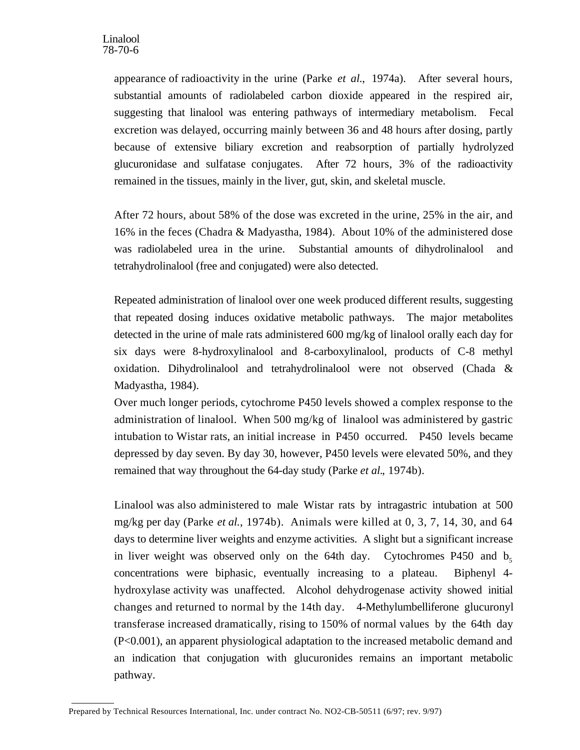appearance of radioactivity in the urine (Parke *et al.*, 1974a). After several hours, substantial amounts of radiolabeled carbon dioxide appeared in the respired air, suggesting that linalool was entering pathways of intermediary metabolism. Fecal excretion was delayed, occurring mainly between 36 and 48 hours after dosing, partly because of extensive biliary excretion and reabsorption of partially hydrolyzed glucuronidase and sulfatase conjugates. After 72 hours, 3% of the radioactivity remained in the tissues, mainly in the liver, gut, skin, and skeletal muscle.

After 72 hours, about 58% of the dose was excreted in the urine, 25% in the air, and 16% in the feces (Chadra & Madyastha, 1984). About 10% of the administered dose was radiolabeled urea in the urine. Substantial amounts of dihydrolinalool and tetrahydrolinalool (free and conjugated) were also detected.

Repeated administration of linalool over one week produced different results, suggesting that repeated dosing induces oxidative metabolic pathways. The major metabolites detected in the urine of male rats administered 600 mg/kg of linalool orally each day for six days were 8-hydroxylinalool and 8-carboxylinalool, products of C-8 methyl oxidation. Dihydrolinalool and tetrahydrolinalool were not observed (Chada & Madyastha, 1984).

Over much longer periods, cytochrome P450 levels showed a complex response to the administration of linalool. When 500 mg/kg of linalool was administered by gastric intubation to Wistar rats, an initial increase in P450 occurred. P450 levels became depressed by day seven. By day 30, however, P450 levels were elevated 50%, and they remained that way throughout the 64-day study (Parke *et al.*, 1974b).

Linalool was also administered to male Wistar rats by intragastric intubation at 500 mg/kg per day (Parke *et al.*, 1974b). Animals were killed at 0, 3, 7, 14, 30, and 64 days to determine liver weights and enzyme activities. A slight but a significant increase in liver weight was observed only on the 64th day. Cytochromes P450 and $b_5$ concentrations were biphasic, eventually increasing to a plateau. Biphenyl 4-hydroxylase activity was unaffected. Alcohol dehydrogenase activity showed initial changes and returned to normal by the 14th day. 4-Methylumbelliferone glucuronyl transferase increased dramatically, rising to 150% of normal values by the 64th day ($P<0.001$), an apparent physiological adaptation to the increased metabolic demand and an indication that conjugation with glucuronides remains an important metabolic pathway.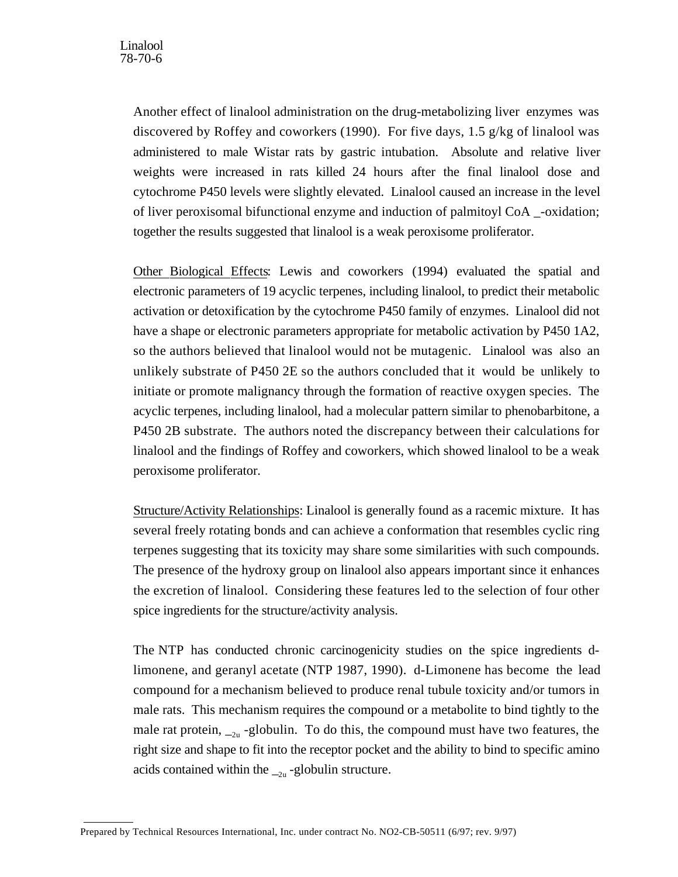Another effect of linalool administration on the drug-metabolizing liver enzymes was discovered by Roffey and coworkers (1990). For five days, 1.5 g/kg of linalool was administered to male Wistar rats by gastric intubation. Absolute and relative liver weights were increased in rats killed 24 hours after the final linalool dose and cytochrome P450 levels were slightly elevated. Linalool caused an increase in the level of liver peroxisomal bifunctional enzyme and induction of palmitoyl CoA _-oxidation; together the results suggested that linalool is a weak peroxisome proliferator.

Other Biological Effects: Lewis and coworkers (1994) evaluated the spatial and electronic parameters of 19 acyclic terpenes, including linalool, to predict their metabolic activation or detoxification by the cytochrome P450 family of enzymes. Linalool did not have a shape or electronic parameters appropriate for metabolic activation by P450 1A2, so the authors believed that linalool would not be mutagenic. Linalool was also an unlikely substrate of P450 2E so the authors concluded that it would be unlikely to initiate or promote malignancy through the formation of reactive oxygen species. The acyclic terpenes, including linalool, had a molecular pattern similar to phenobarbitone, a P450 2B substrate. The authors noted the discrepancy between their calculations for linalool and the findings of Roffey and coworkers, which showed linalool to be a weak peroxisome proliferator.

Structure/Activity Relationships: Linalool is generally found as a racemic mixture. It has several freely rotating bonds and can achieve a conformation that resembles cyclic ring terpenes suggesting that its toxicity may share some similarities with such compounds. The presence of the hydroxy group on linalool also appears important since it enhances the excretion of linalool. Considering these features led to the selection of four other spice ingredients for the structure/activity analysis.

The NTP has conducted chronic carcinogenicity studies on the spice ingredients d-limonene, and geranyl acetate (NTP 1987, 1990). d-Limonene has become the lead compound for a mechanism believed to produce renal tubule toxicity and/or tumors in male rats. This mechanism requires the compound or a metabolite to bind tightly to the male rat protein, $\_{2u}$ -globulin. To do this, the compound must have two features, the right size and shape to fit into the receptor pocket and the ability to bind to specific amino acids contained within the $\_{2u}$ -globulin structure.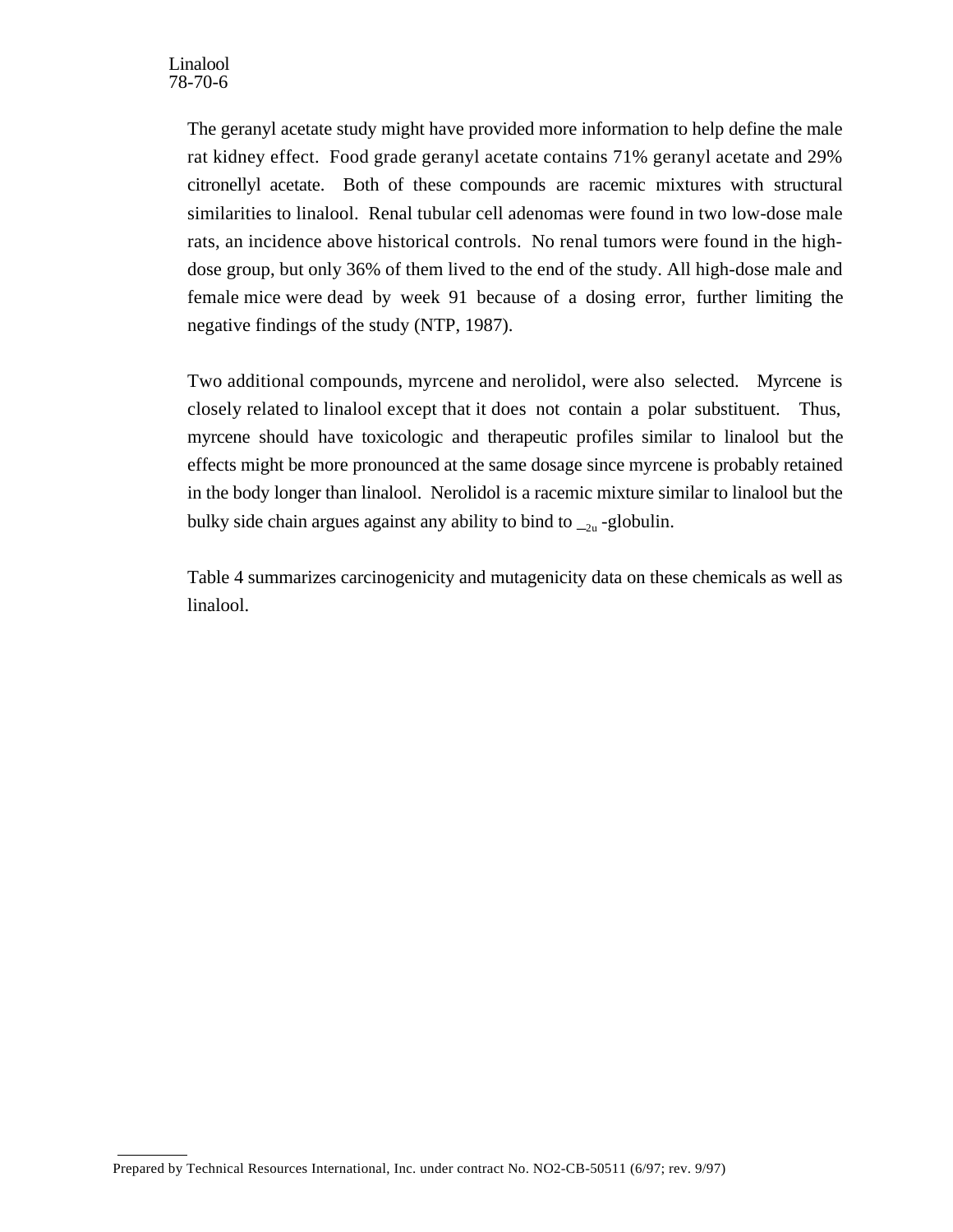The geranyl acetate study might have provided more information to help define the male rat kidney effect. Food grade geranyl acetate contains 71% geranyl acetate and 29% citronellyl acetate. Both of these compounds are racemic mixtures with structural similarities to linalool. Renal tubular cell adenomas were found in two low-dose male rats, an incidence above historical controls. No renal tumors were found in the high-dose group, but only 36% of them lived to the end of the study. All high-dose male and female mice were dead by week 91 because of a dosing error, further limiting the negative findings of the study (NTP, 1987).

Two additional compounds, myrcene and nerolidol, were also selected. Myrcene is closely related to linalool except that it does not contain a polar substituent. Thus, myrcene should have toxicologic and therapeutic profiles similar to linalool but the effects might be more pronounced at the same dosage since myrcene is probably retained in the body longer than linalool. Nerolidol is a racemic mixture similar to linalool but the bulky side chain argues against any ability to bind to $_{2u}$-globulin.

Table 4 summarizes carcinogenicity and mutagenicity data on these chemicals as well as linalool.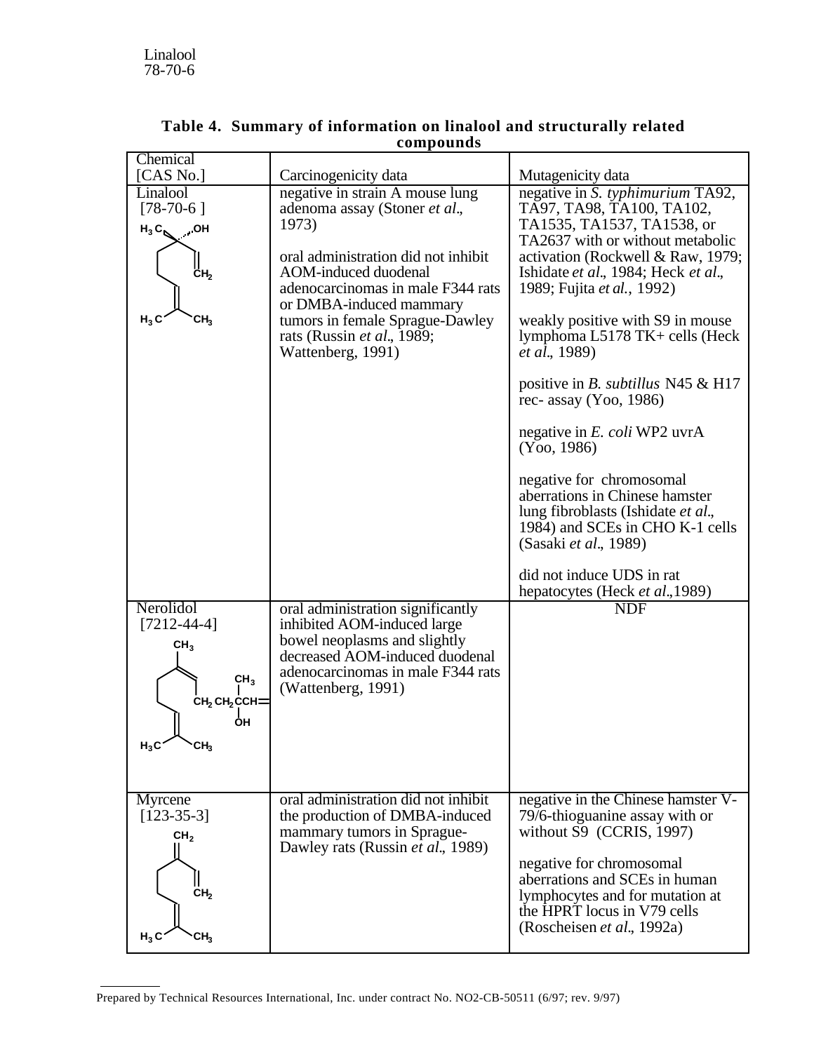Linalool
78-70-6

**Table 4. Summary of information on linalool and structurally related compounds**

| Chemical [CAS No.] | Carcinogenicity data | Mutagenicity data |
|---|---|---|
| Linalool [78-70-6 ] | negative in strain A mouse lung adenoma assay (Stoner *et al*., 1973)<br><br>oral administration did not inhibit AOM-induced duodenal adenocarcinomas in male F344 rats or DMBA-induced mammary tumors in female Sprague-Dawley rats (Russin *et al*., 1989; Wattenberg, 1991) | negative in *S. typhimurium* TA92, TA97, TA98, TA100, TA102, TA1535, TA1537, TA1538, or TA2637 with or without metabolic activation (Rockwell & Raw, 1979; Ishidate *et al*., 1984; Heck *et al*., 1989; Fujita *et al.*, 1992)<br><br>weakly positive with S9 in mouse lymphoma L5178 TK+ cells (Heck *et al*., 1989)<br><br>positive in *B. subtillus* N45 & H17 rec- assay (Yoo, 1986)<br><br>negative in *E. coli* WP2 uvrA (Yoo, 1986)<br><br>negative for chromosomal aberrations in Chinese hamster lung fibroblasts (Ishidate *et al*., 1984) and SCEs in CHO K-1 cells (Sasaki *et al*., 1989)<br><br>did not induce UDS in rat hepatocytes (Heck *et al*.,1989) |
| Nerolidol [7212-44-4] | oral administration significantly inhibited AOM-induced large bowel neoplasms and slightly decreased AOM-induced duodenal adenocarcinomas in male F344 rats (Wattenberg, 1991) | NDF |
| Myrcene [123-35-3] | oral administration did not inhibit the production of DMBA-induced mammary tumors in Sprague-Dawley rats (Russin *et al*., 1989) | negative in the Chinese hamster V-79/6-thioguanine assay with or without S9 (CCRIS, 1997)<br><br>negative for chromosomal aberrations and SCEs in human lymphocytes and for mutation at the HPRT locus in V79 cells (Roscheisen *et al*., 1992a) |

Prepared by Technical Resources International, Inc. under contract No. NO2-CB-50511 (6/97; rev. 9/97)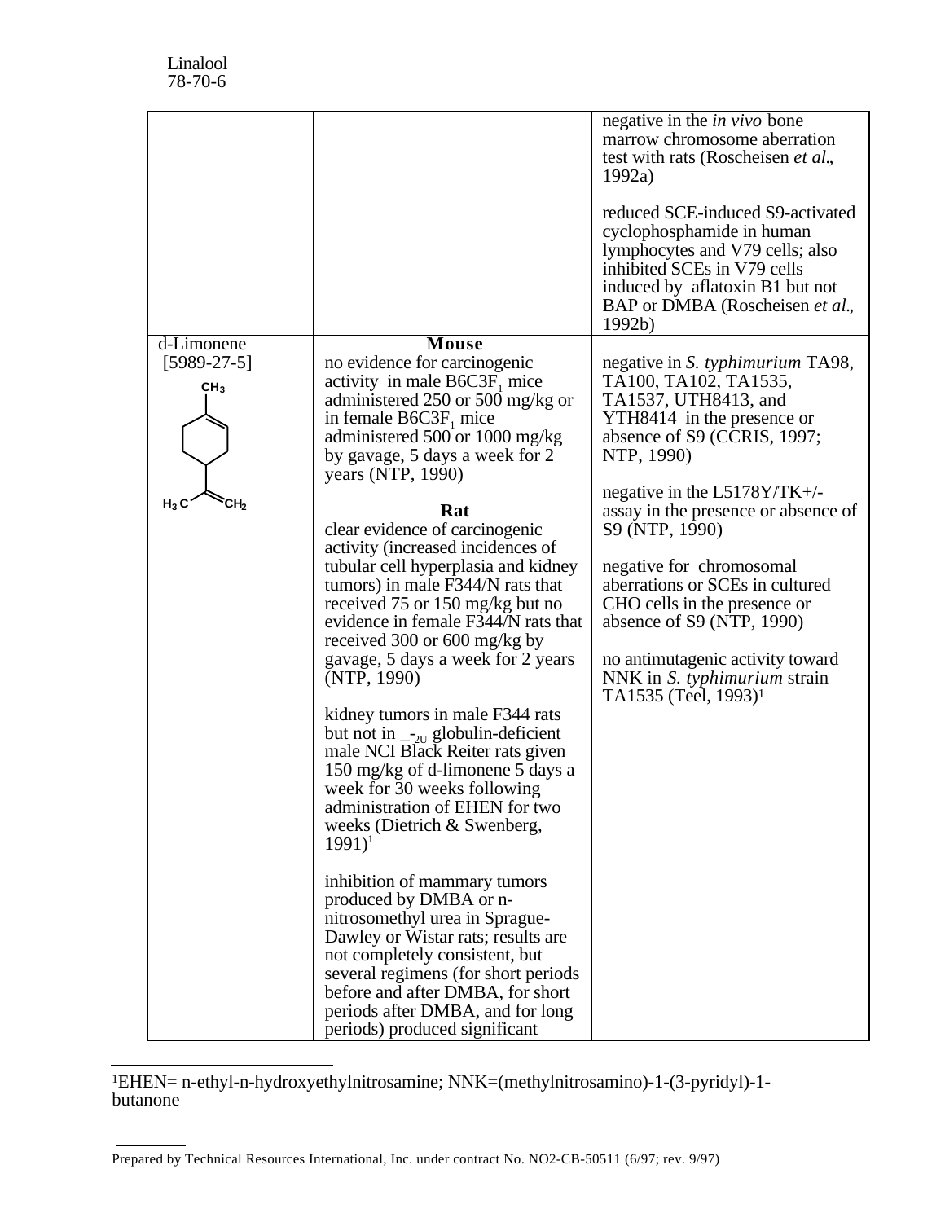| | | |
|---|---|---|
| | | negative in the *in vivo* bone marrow chromosome aberration test with rats (Roscheisen *et al*., 1992a)<br><br>reduced SCE-induced S9-activated cyclophosphamide in human lymphocytes and V79 cells; also inhibited SCEs in V79 cells induced by aflatoxin B1 but not BAP or DMBA (Roscheisen *et al*., 1992b) |
| d-Limonene [5989-27-5] | **Mouse**<br>no evidence for carcinogenic activity in male B6C3F$_1$ mice administered 250 or 500 mg/kg or in female B6C3F$_1$ mice administered 500 or 1000 mg/kg by gavage, 5 days a week for 2 years (NTP, 1990)<br><br>**Rat**<br>clear evidence of carcinogenic activity (increased incidences of tubular cell hyperplasia and kidney tumors) in male F344/N rats that received 75 or 150 mg/kg but no evidence in female F344/N rats that received 300 or 600 mg/kg by gavage, 5 days a week for 2 years (NTP, 1990)<br><br>kidney tumors in male F344 rats but not in $\alpha_{2U}$ globulin-deficient male NCI Black Reiter rats given 150 mg/kg of d-limonene 5 days a week for 30 weeks following administration of EHEN for two weeks (Dietrich & Swenberg, 1991)[1]<br><br>inhibition of mammary tumors produced by DMBA or n-nitrosomethyl urea in Sprague-Dawley or Wistar rats; results are not completely consistent, but several regimens (for short periods before and after DMBA, for short periods after DMBA, and for long periods) produced significant | negative in *S. typhimurium* TA98, TA100, TA102, TA1535, TA1537, UTH8413, and YTH8414 in the presence or absence of S9 (CCRIS, 1997; NTP, 1990)<br><br>negative in the L5178Y/TK+/- assay in the presence or absence of S9 (NTP, 1990)<br><br>negative for chromosomal aberrations or SCEs in cultured CHO cells in the presence or absence of S9 (NTP, 1990)<br><br>no antimutagenic activity toward NNK in *S. typhimurium* strain TA1535 (Teel, 1993)[1] |

[1]EHEN= n-ethyl-n-hydroxyethylnitrosamine; NNK=(methylnitrosamino)-1-(3-pyridyl)-1-butanone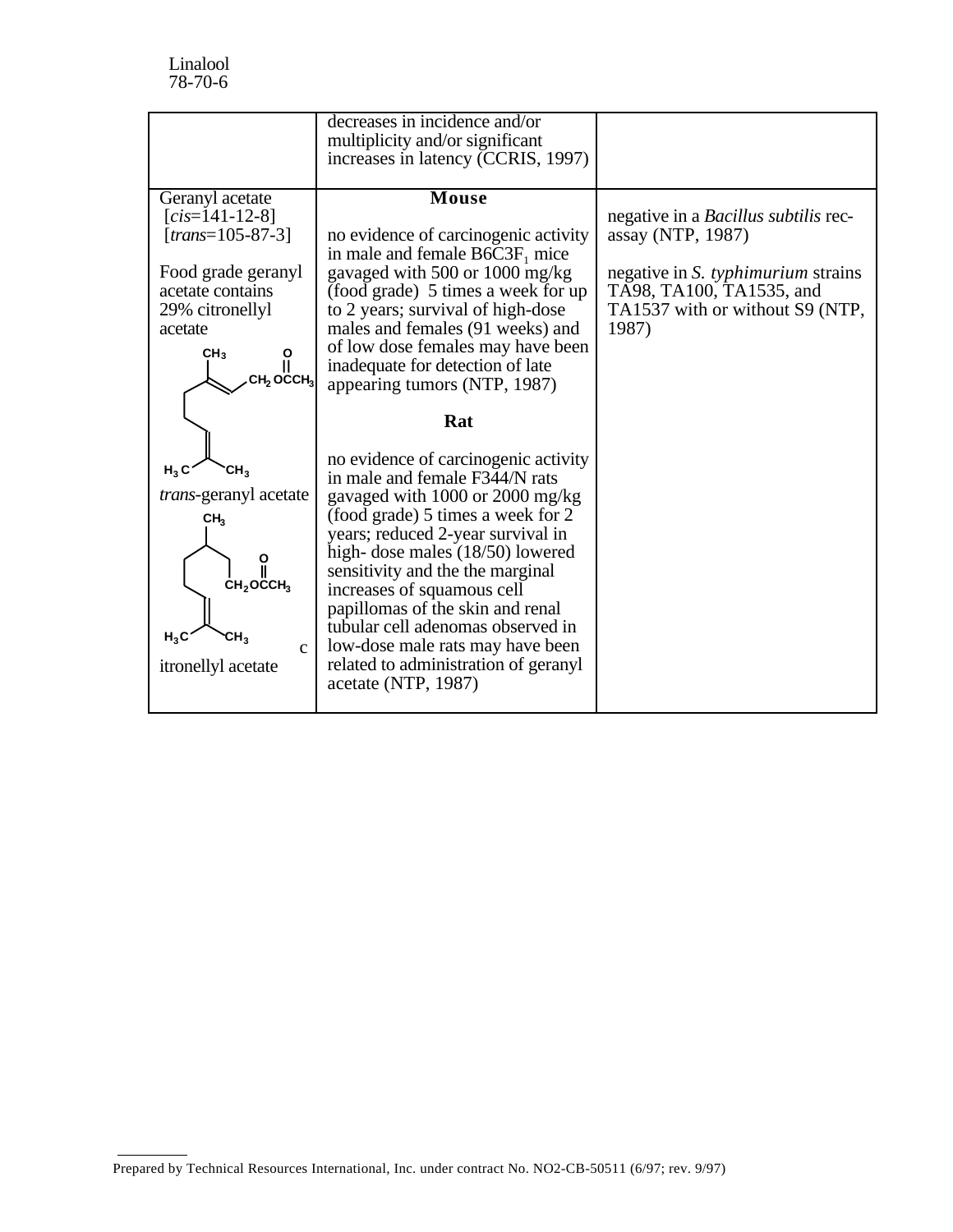Linalool
78-70-6

| | | |
|---|---|---|
| | decreases in incidence and/or multiplicity and/or significant increases in latency (CCRIS, 1997) | |
| Geranyl acetate [*cis*=141-12-8] [*trans*=105-87-3]<br><br>Food grade geranyl acetate contains 29% citronellyl acetate<br><br>*trans*-geranyl acetate<br><br>citronellyl acetate | **Mouse**<br><br>no evidence of carcinogenic activity in male and female B6C3$F_1$ mice gavaged with 500 or 1000 mg/kg (food grade) 5 times a week for up to 2 years; survival of high-dose males and females (91 weeks) and of low dose females may have been inadequate for detection of late appearing tumors (NTP, 1987)<br><br>**Rat**<br><br>no evidence of carcinogenic activity in male and female F344/N rats gavaged with 1000 or 2000 mg/kg (food grade) 5 times a week for 2 years; reduced 2-year survival in high- dose males (18/50) lowered sensitivity and the the marginal increases of squamous cell papillomas of the skin and renal tubular cell adenomas observed in low-dose male rats may have been related to administration of geranyl acetate (NTP, 1987) | negative in a *Bacillus subtilis* rec-assay (NTP, 1987)<br><br>negative in *S. typhimurium* strains TA98, TA100, TA1535, and TA1537 with or without S9 (NTP, 1987) |

Prepared by Technical Resources International, Inc. under contract No. NO2-CB-50511 (6/97; rev. 9/97)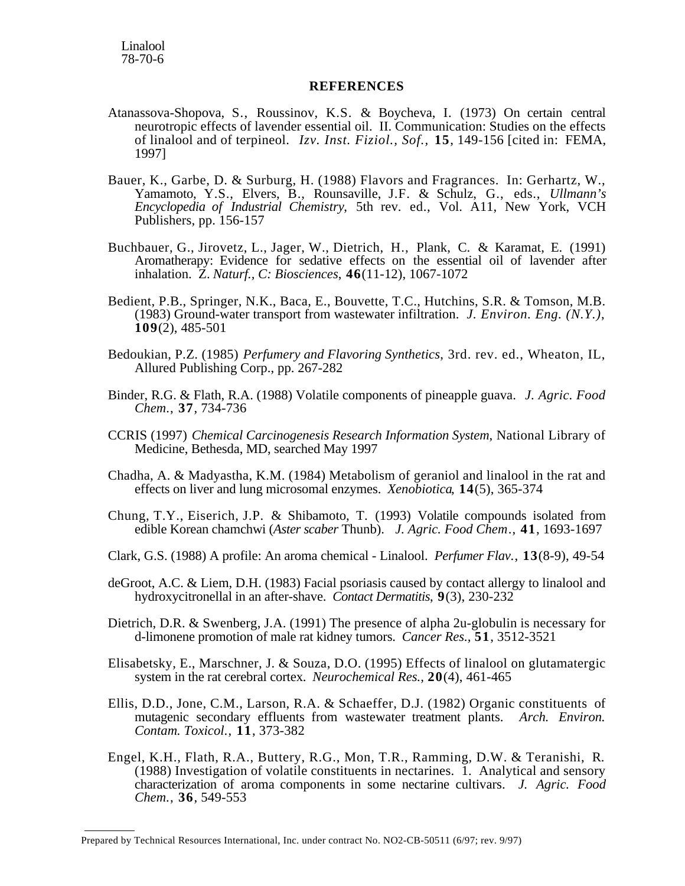Linalool
78-70-6

## REFERENCES

Atanassova-Shopova, S., Roussinov, K.S. & Boycheva, I. (1973) On certain central neurotropic effects of lavender essential oil. II. Communication: Studies on the effects of linalool and of terpineol. *Izv. Inst. Fiziol., Sof.*, **15**, 149-156 [cited in: FEMA, 1997]

Bauer, K., Garbe, D. & Surburg, H. (1988) Flavors and Fragrances. In: Gerhartz, W., Yamamoto, Y.S., Elvers, B., Rounsaville, J.F. & Schulz, G., eds., *Ullmann's Encyclopedia of Industrial Chemistry*, 5th rev. ed., Vol. A11, New York, VCH Publishers, pp. 156-157

Buchbauer, G., Jirovetz, L., Jager, W., Dietrich, H., Plank, C. & Karamat, E. (1991) Aromatherapy: Evidence for sedative effects on the essential oil of lavender after inhalation. Z. *Naturf., C: Biosciences*, **46**(11-12), 1067-1072

Bedient, P.B., Springer, N.K., Baca, E., Bouvette, T.C., Hutchins, S.R. & Tomson, M.B. (1983) Ground-water transport from wastewater infiltration. *J. Environ. Eng. (N.Y.)*, **109**(2), 485-501

Bedoukian, P.Z. (1985) *Perfumery and Flavoring Synthetics*, 3rd. rev. ed., Wheaton, IL, Allured Publishing Corp., pp. 267-282

Binder, R.G. & Flath, R.A. (1988) Volatile components of pineapple guava. *J. Agric. Food Chem.*, **37**, 734-736

CCRIS (1997) *Chemical Carcinogenesis Research Information System*, National Library of Medicine, Bethesda, MD, searched May 1997

Chadha, A. & Madyastha, K.M. (1984) Metabolism of geraniol and linalool in the rat and effects on liver and lung microsomal enzymes. *Xenobiotica*, **14**(5), 365-374

Chung, T.Y., Eiserich, J.P. & Shibamoto, T. (1993) Volatile compounds isolated from edible Korean chamchwi (*Aster scaber* Thunb). *J. Agric. Food Chem*., **41**, 1693-1697

Clark, G.S. (1988) A profile: An aroma chemical - Linalool. *Perfumer Flav.*, **13**(8-9), 49-54

deGroot, A.C. & Liem, D.H. (1983) Facial psoriasis caused by contact allergy to linalool and hydroxycitronellal in an after-shave. *Contact Dermatitis*, **9**(3), 230-232

Dietrich, D.R. & Swenberg, J.A. (1991) The presence of alpha 2u-globulin is necessary for d-limonene promotion of male rat kidney tumors. *Cancer Res.*, **51**, 3512-3521

Elisabetsky, E., Marschner, J. & Souza, D.O. (1995) Effects of linalool on glutamatergic system in the rat cerebral cortex. *Neurochemical Res.*, **20**(4), 461-465

Ellis, D.D., Jone, C.M., Larson, R.A. & Schaeffer, D.J. (1982) Organic constituents of mutagenic secondary effluents from wastewater treatment plants. *Arch. Environ. Contam. Toxicol.*, **11**, 373-382

Engel, K.H., Flath, R.A., Buttery, R.G., Mon, T.R., Ramming, D.W. & Teranishi, R. (1988) Investigation of volatile constituents in nectarines. 1. Analytical and sensory characterization of aroma components in some nectarine cultivars. *J. Agric. Food Chem.*, **36**, 549-553

Prepared by Technical Resources International, Inc. under contract No. NO2-CB-50511 (6/97; rev. 9/97)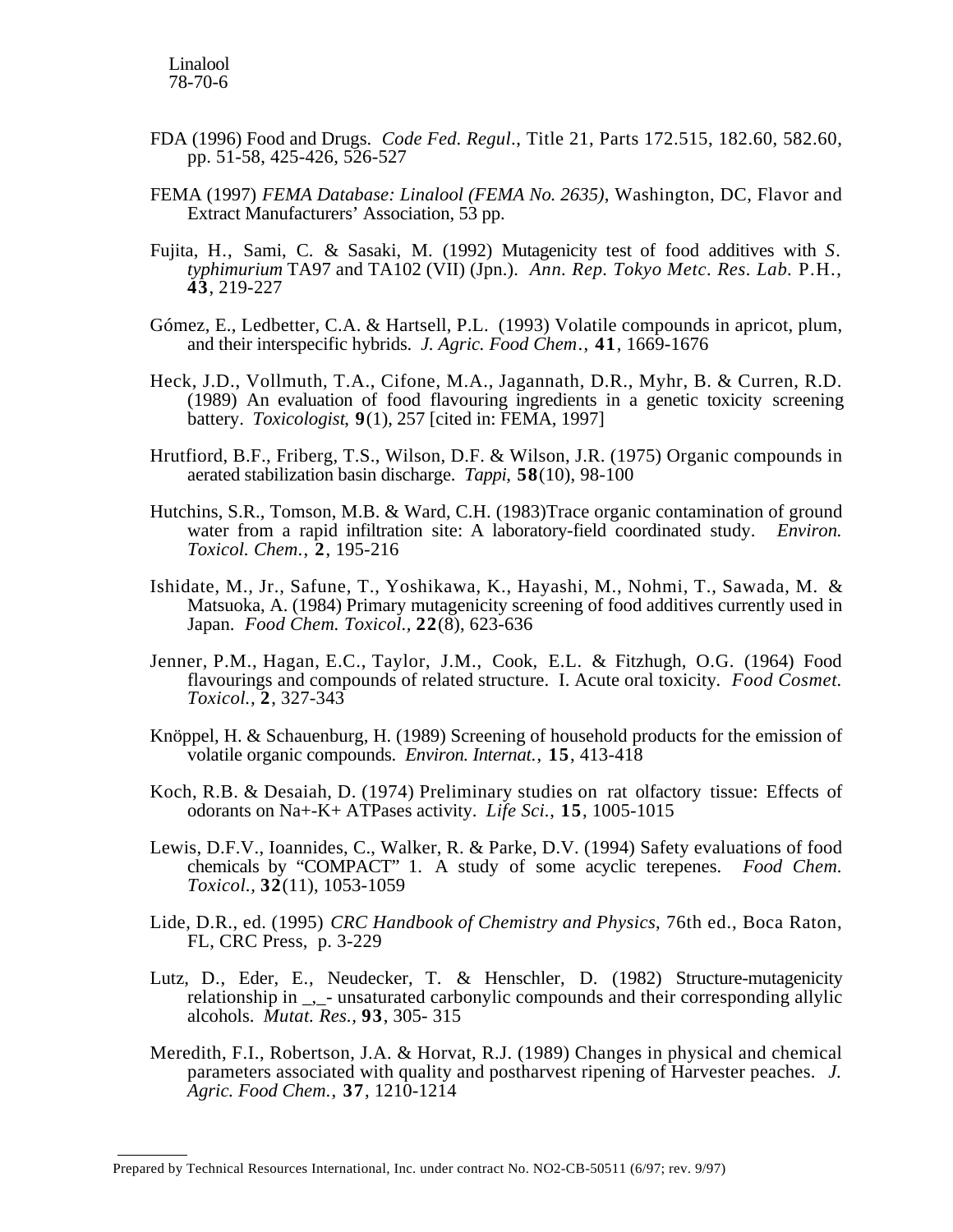FDA (1996) Food and Drugs. *Code Fed. Regul.*, Title 21, Parts 172.515, 182.60, 582.60, pp. 51-58, 425-426, 526-527

FEMA (1997) *FEMA Database: Linalool (FEMA No. 2635)*, Washington, DC, Flavor and Extract Manufacturers' Association, 53 pp.

Fujita, H., Sami, C. & Sasaki, M. (1992) Mutagenicity test of food additives with *S. typhimurium* TA97 and TA102 (VII) (Jpn.). *Ann. Rep. Tokyo Metc. Res. Lab.* P.H., **43**, 219-227

Gómez, E., Ledbetter, C.A. & Hartsell, P.L. (1993) Volatile compounds in apricot, plum, and their interspecific hybrids. *J. Agric. Food Chem.*, **41**, 1669-1676

Heck, J.D., Vollmuth, T.A., Cifone, M.A., Jagannath, D.R., Myhr, B. & Curren, R.D. (1989) An evaluation of food flavouring ingredients in a genetic toxicity screening battery. *Toxicologist*, **9**(1), 257 [cited in: FEMA, 1997]

Hrutfiord, B.F., Friberg, T.S., Wilson, D.F. & Wilson, J.R. (1975) Organic compounds in aerated stabilization basin discharge. *Tappi*, **58**(10), 98-100

Hutchins, S.R., Tomson, M.B. & Ward, C.H. (1983)Trace organic contamination of ground water from a rapid infiltration site: A laboratory-field coordinated study. *Environ. Toxicol. Chem.*, **2**, 195-216

Ishidate, M., Jr., Safune, T., Yoshikawa, K., Hayashi, M., Nohmi, T., Sawada, M. & Matsuoka, A. (1984) Primary mutagenicity screening of food additives currently used in Japan. *Food Chem. Toxicol.*, **22**(8), 623-636

Jenner, P.M., Hagan, E.C., Taylor, J.M., Cook, E.L. & Fitzhugh, O.G. (1964) Food flavourings and compounds of related structure. I. Acute oral toxicity. *Food Cosmet. Toxicol.*, **2**, 327-343

Knöppel, H. & Schauenburg, H. (1989) Screening of household products for the emission of volatile organic compounds. *Environ. Internat.*, **15**, 413-418

Koch, R.B. & Desaiah, D. (1974) Preliminary studies on rat olfactory tissue: Effects of odorants on Na+-K+ ATPases activity. *Life Sci.*, **15**, 1005-1015

Lewis, D.F.V., Ioannides, C., Walker, R. & Parke, D.V. (1994) Safety evaluations of food chemicals by "COMPACT" 1. A study of some acyclic terepenes. *Food Chem. Toxicol.*, **32**(11), 1053-1059

Lide, D.R., ed. (1995) *CRC Handbook of Chemistry and Physics*, 76th ed., Boca Raton, FL, CRC Press, p. 3-229

Lutz, D., Eder, E., Neudecker, T. & Henschler, D. (1982) Structure-mutagenicity relationship in _,_- unsaturated carbonylic compounds and their corresponding allylic alcohols. *Mutat. Res.*, **93**, 305- 315

Meredith, F.I., Robertson, J.A. & Horvat, R.J. (1989) Changes in physical and chemical parameters associated with quality and postharvest ripening of Harvester peaches. *J. Agric. Food Chem.*, **37**, 1210-1214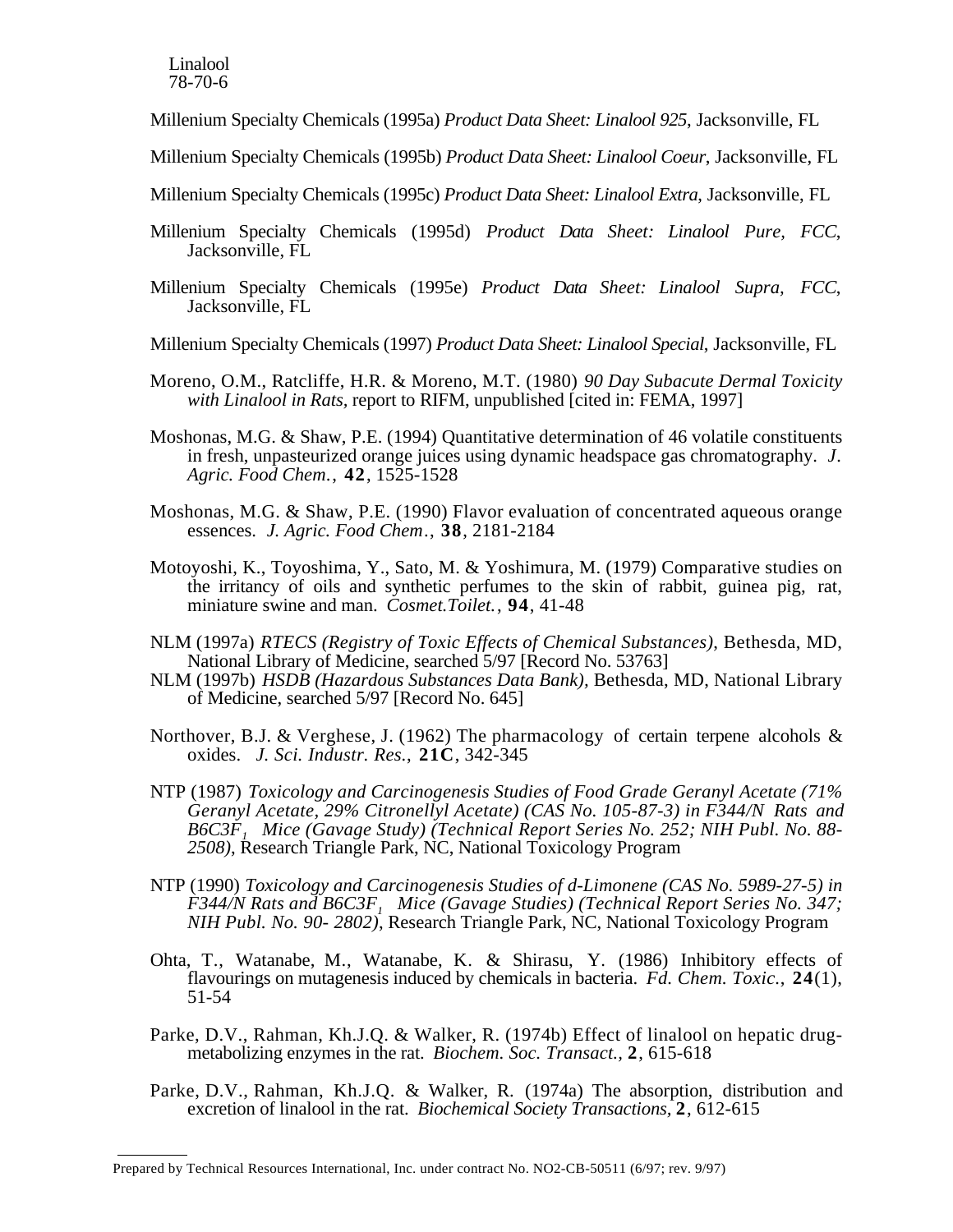Millenium Specialty Chemicals (1995a) *Product Data Sheet: Linalool 925*, Jacksonville, FL

Millenium Specialty Chemicals (1995b) *Product Data Sheet: Linalool Coeur*, Jacksonville, FL

Millenium Specialty Chemicals (1995c) *Product Data Sheet: Linalool Extra*, Jacksonville, FL

Millenium Specialty Chemicals (1995d) *Product Data Sheet: Linalool Pure, FCC*, Jacksonville, FL

Millenium Specialty Chemicals (1995e) *Product Data Sheet: Linalool Supra, FCC*, Jacksonville, FL

Millenium Specialty Chemicals (1997) *Product Data Sheet: Linalool Special*, Jacksonville, FL

Moreno, O.M., Ratcliffe, H.R. & Moreno, M.T. (1980) *90 Day Subacute Dermal Toxicity with Linalool in Rats,* report to RIFM, unpublished [cited in: FEMA, 1997]

Moshonas, M.G. & Shaw, P.E. (1994) Quantitative determination of 46 volatile constituents in fresh, unpasteurized orange juices using dynamic headspace gas chromatography. *J. Agric. Food Chem.*, **42**, 1525-1528

Moshonas, M.G. & Shaw, P.E. (1990) Flavor evaluation of concentrated aqueous orange essences. *J. Agric. Food Chem*., **38**, 2181-2184

Motoyoshi, K., Toyoshima, Y., Sato, M. & Yoshimura, M. (1979) Comparative studies on the irritancy of oils and synthetic perfumes to the skin of rabbit, guinea pig, rat, miniature swine and man. *Cosmet.Toilet.*, **94**, 41-48

NLM (1997a) *RTECS (Registry of Toxic Effects of Chemical Substances)*, Bethesda, MD, National Library of Medicine, searched 5/97 [Record No. 53763]

NLM (1997b) *HSDB (Hazardous Substances Data Bank)*, Bethesda, MD, National Library of Medicine, searched 5/97 [Record No. 645]

Northover, B.J. & Verghese, J. (1962) The pharmacology of certain terpene alcohols & oxides. *J. Sci. Industr. Res.*, **21C**, 342-345

NTP (1987) *Toxicology and Carcinogenesis Studies of Food Grade Geranyl Acetate (71% Geranyl Acetate, 29% Citronellyl Acetate) (CAS No. 105-87-3) in F344/N Rats and B6C3F$_1$ Mice (Gavage Study) (Technical Report Series No. 252; NIH Publ. No. 88-2508)*, Research Triangle Park, NC, National Toxicology Program

NTP (1990) *Toxicology and Carcinogenesis Studies of d-Limonene (CAS No. 5989-27-5) in F344/N Rats and B6C3F$_1$ Mice (Gavage Studies) (Technical Report Series No. 347; NIH Publ. No. 90- 2802)*, Research Triangle Park, NC, National Toxicology Program

Ohta, T., Watanabe, M., Watanabe, K. & Shirasu, Y. (1986) Inhibitory effects of flavourings on mutagenesis induced by chemicals in bacteria. *Fd. Chem. Toxic.*, **24**(1), 51-54

Parke, D.V., Rahman, Kh.J.Q. & Walker, R. (1974b) Effect of linalool on hepatic drug-metabolizing enzymes in the rat. *Biochem. Soc. Transact.*, **2**, 615-618

Parke, D.V., Rahman, Kh.J.Q. & Walker, R. (1974a) The absorption, distribution and excretion of linalool in the rat. *Biochemical Society Transactions*, **2**, 612-615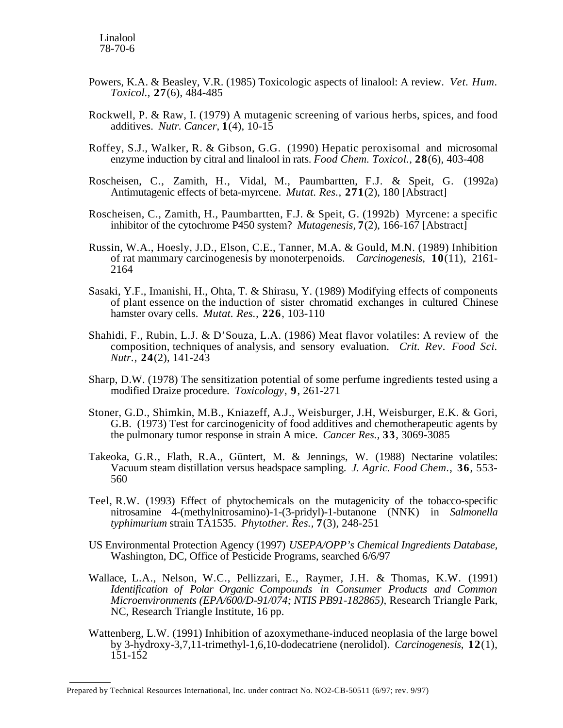Powers, K.A. & Beasley, V.R. (1985) Toxicologic aspects of linalool: A review. *Vet. Hum. Toxicol.*, **27**(6), 484-485

Rockwell, P. & Raw, I. (1979) A mutagenic screening of various herbs, spices, and food additives. *Nutr. Cancer*, **1**(4), 10-15

Roffey, S.J., Walker, R. & Gibson, G.G. (1990) Hepatic peroxisomal and microsomal enzyme induction by citral and linalool in rats. *Food Chem. Toxicol.*, **28**(6), 403-408

Roscheisen, C., Zamith, H., Vidal, M., Paumbartten, F.J. & Speit, G. (1992a) Antimutagenic effects of beta-myrcene. *Mutat. Res.*, **271**(2), 180 [Abstract]

Roscheisen, C., Zamith, H., Paumbartten, F.J. & Speit, G. (1992b) Myrcene: a specific inhibitor of the cytochrome P450 system? *Mutagenesis*, **7**(2), 166-167 [Abstract]

Russin, W.A., Hoesly, J.D., Elson, C.E., Tanner, M.A. & Gould, M.N. (1989) Inhibition of rat mammary carcinogenesis by monoterpenoids. *Carcinogenesis*, **10**(11), 2161-2164

Sasaki, Y.F., Imanishi, H., Ohta, T. & Shirasu, Y. (1989) Modifying effects of components of plant essence on the induction of sister chromatid exchanges in cultured Chinese hamster ovary cells. *Mutat. Res.*, **226**, 103-110

Shahidi, F., Rubin, L.J. & D'Souza, L.A. (1986) Meat flavor volatiles: A review of the composition, techniques of analysis, and sensory evaluation. *Crit. Rev. Food Sci. Nutr.*, **24**(2), 141-243

Sharp, D.W. (1978) The sensitization potential of some perfume ingredients tested using a modified Draize procedure. *Toxicology*, **9**, 261-271

Stoner, G.D., Shimkin, M.B., Kniazeff, A.J., Weisburger, J.H, Weisburger, E.K. & Gori, G.B. (1973) Test for carcinogenicity of food additives and chemotherapeutic agents by the pulmonary tumor response in strain A mice. *Cancer Res.*, **33**, 3069-3085

Takeoka, G.R., Flath, R.A., Güntert, M. & Jennings, W. (1988) Nectarine volatiles: Vacuum steam distillation versus headspace sampling. *J. Agric. Food Chem.*, **36**, 553-560

Teel, R.W. (1993) Effect of phytochemicals on the mutagenicity of the tobacco-specific nitrosamine 4-(methylnitrosamino)-1-(3-pridyl)-1-butanone (NNK) in *Salmonella typhimurium* strain TA1535. *Phytother. Res.*, **7**(3), 248-251

US Environmental Protection Agency (1997) *USEPA/OPP's Chemical Ingredients Database*, Washington, DC, Office of Pesticide Programs, searched 6/6/97

Wallace, L.A., Nelson, W.C., Pellizzari, E., Raymer, J.H. & Thomas, K.W. (1991) *Identification of Polar Organic Compounds in Consumer Products and Common Microenvironments (EPA/600/D-91/074; NTIS PB91-182865)*, Research Triangle Park, NC, Research Triangle Institute, 16 pp.

Wattenberg, L.W. (1991) Inhibition of azoxymethane-induced neoplasia of the large bowel by 3-hydroxy-3,7,11-trimethyl-1,6,10-dodecatriene (nerolidol). *Carcinogenesis*, **12**(1), 151-152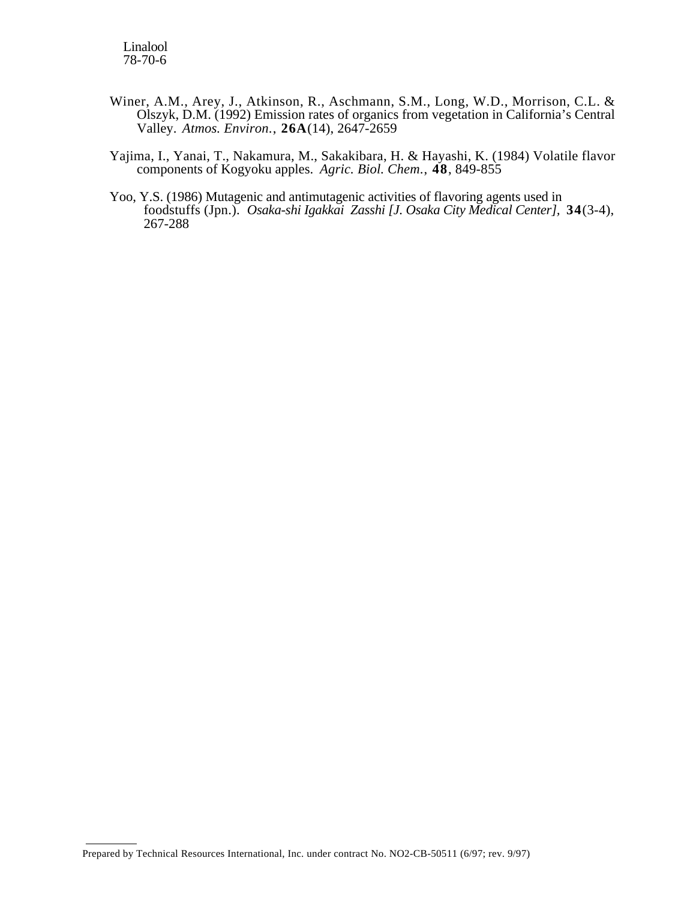Winer, A.M., Arey, J., Atkinson, R., Aschmann, S.M., Long, W.D., Morrison, C.L. & Olszyk, D.M. (1992) Emission rates of organics from vegetation in California's Central Valley. *Atmos. Environ.*, **26A**(14), 2647-2659

Yajima, I., Yanai, T., Nakamura, M., Sakakibara, H. & Hayashi, K. (1984) Volatile flavor components of Kogyoku apples. *Agric. Biol. Chem.*, **48**, 849-855

Yoo, Y.S. (1986) Mutagenic and antimutagenic activities of flavoring agents used in foodstuffs (Jpn.). *Osaka-shi Igakkai Zasshi [J. Osaka City Medical Center]*, **34**(3-4), 267-288

Prepared by Technical Resources International, Inc. under contract No. NO2-CB-50511 (6/97; rev. 9/97)